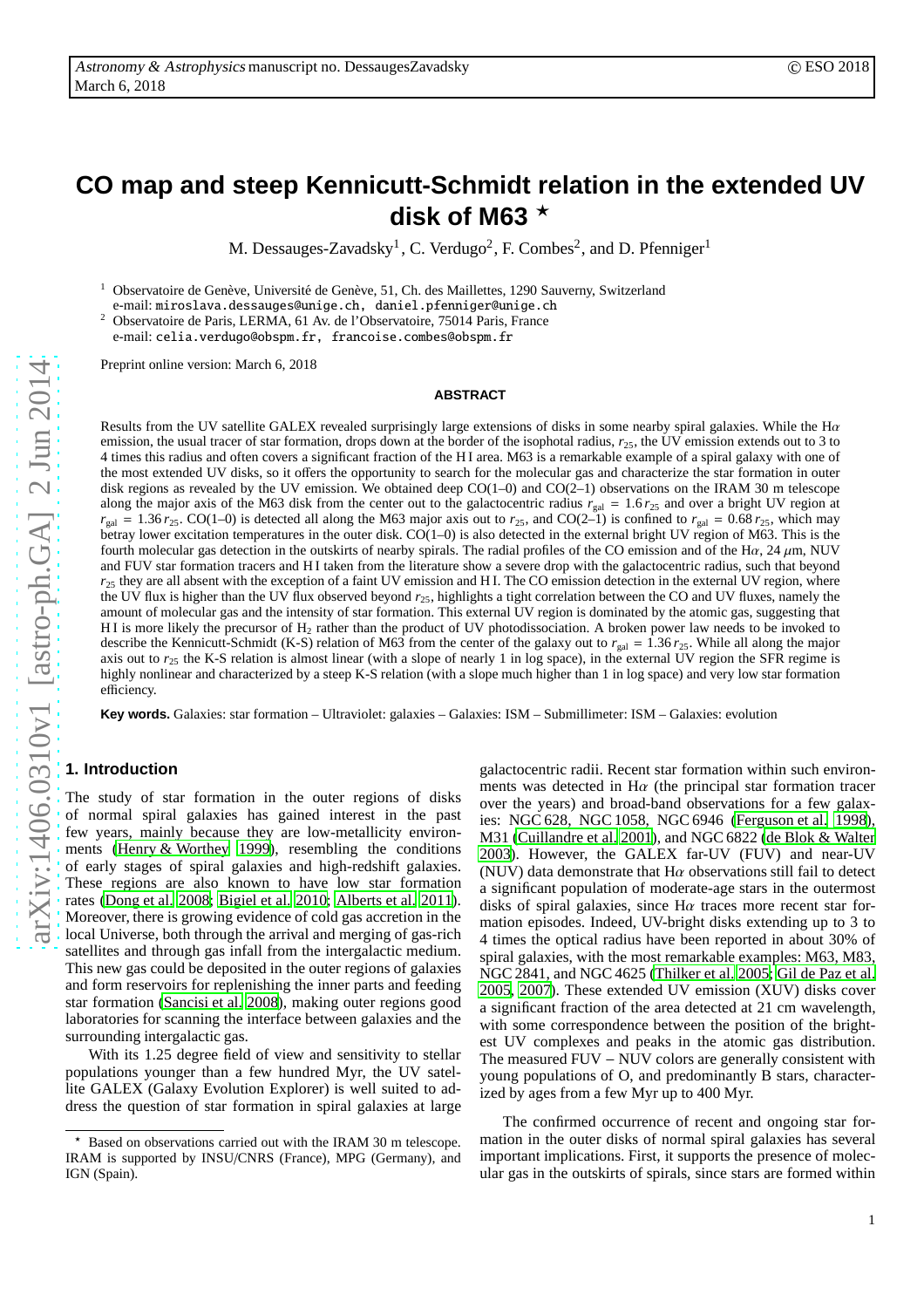# CO map and steep Kennicutt-Schmidt relation in the extended UV disk of M63 ⋆

M. Dessauges-Zavadsky[1], C. Verdugo[2], F. Combes[2], and D. Pfenniger[1]

[1] Observatoire de Genève, Université de Genève, 51, Ch. des Maillettes, 1290 Sauverny, Switzerland
e-mail: miroslava.dessauges@unige.ch, daniel.pfenniger@unige.ch

[2] Observatoire de Paris, LERMA, 61 Av. de l'Observatoire, 75014 Paris, France
e-mail: celia.verdugo@obspm.fr, francoise.combes@obspm.fr

Preprint online version: March 6, 2018

## ABSTRACT

Results from the UV satellite GALEX revealed surprisingly large extensions of disks in some nearby spiral galaxies. While the H$\alpha$ emission, the usual tracer of star formation, drops down at the border of the isophotal radius, $r_{25}$, the UV emission extends out to 3 to 4 times this radius and often covers a significant fraction of the H I area. M63 is a remarkable example of a spiral galaxy with one of the most extended UV disks, so it offers the opportunity to search for the molecular gas and characterize the star formation in outer disk regions as revealed by the UV emission. We obtained deep CO(1–0) and CO(2–1) observations on the IRAM 30 m telescope along the major axis of the M63 disk from the center out to the galactocentric radius $r_{\rm gal} = 1.6\,r_{25}$ and over a bright UV region at $r_{\rm gal} = 1.36\,r_{25}$. CO(1–0) is detected all along the M63 major axis out to $r_{25}$, and CO(2–1) is confined to $r_{\rm gal} = 0.68\,r_{25}$, which may betray lower excitation temperatures in the outer disk. CO(1–0) is also detected in the external bright UV region of M63. This is the fourth molecular gas detection in the outskirts of nearby spirals. The radial profiles of the CO emission and of the H$\alpha$, 24 $\mu$m, NUV and FUV star formation tracers and H I taken from the literature show a severe drop with the galactocentric radius, such that beyond $r_{25}$ they are all absent with the exception of a faint UV emission and H I. The CO emission detection in the external UV region, where the UV flux is higher than the UV flux observed beyond $r_{25}$, highlights a tight correlation between the CO and UV fluxes, namely the amount of molecular gas and the intensity of star formation. This external UV region is dominated by the atomic gas, suggesting that H I is more likely the precursor of $H_2$ rather than the product of UV photodissociation. A broken power law needs to be invoked to describe the Kennicutt-Schmidt (K-S) relation of M63 from the center of the galaxy out to $r_{\rm gal} = 1.36\,r_{25}$. While all along the major axis out to $r_{25}$ the K-S relation is almost linear (with a slope of nearly 1 in log space), in the external UV region the SFR regime is highly nonlinear and characterized by a steep K-S relation (with a slope much higher than 1 in log space) and very low star formation efficiency.

**Key words.** Galaxies: star formation – Ultraviolet: galaxies – Galaxies: ISM – Submillimeter: ISM – Galaxies: evolution

## 1. Introduction

The study of star formation in the outer regions of disks of normal spiral galaxies has gained interest in the past few years, mainly because they are low-metallicity environments (Henry & Worthey 1999), resembling the conditions of early stages of spiral galaxies and high-redshift galaxies. These regions are also known to have low star formation rates (Dong et al. 2008; Bigiel et al. 2010; Alberts et al. 2011). Moreover, there is growing evidence of cold gas accretion in the local Universe, both through the arrival and merging of gas-rich satellites and through gas infall from the intergalactic medium. This new gas could be deposited in the outer regions of galaxies and form reservoirs for replenishing the inner parts and feeding star formation (Sancisi et al. 2008), making outer regions good laboratories for scanning the interface between galaxies and the surrounding intergalactic gas.

With its 1.25 degree field of view and sensitivity to stellar populations younger than a few hundred Myr, the UV satellite GALEX (Galaxy Evolution Explorer) is well suited to address the question of star formation in spiral galaxies at large galactocentric radii. Recent star formation within such environments was detected in H$\alpha$ (the principal star formation tracer over the years) and broad-band observations for a few galaxies: NGC 628, NGC 1058, NGC 6946 (Ferguson et al. 1998), M31 (Cuillandre et al. 2001), and NGC 6822 (de Blok & Walter 2003). However, the GALEX far-UV (FUV) and near-UV (NUV) data demonstrate that H$\alpha$ observations still fail to detect a significant population of moderate-age stars in the outermost disks of spiral galaxies, since H$\alpha$ traces more recent star formation episodes. Indeed, UV-bright disks extending up to 3 to 4 times the optical radius have been reported in about 30% of spiral galaxies, with the most remarkable examples: M63, M83, NGC 2841, and NGC 4625 (Thilker et al. 2005; Gil de Paz et al. 2005, 2007). These extended UV emission (XUV) disks cover a significant fraction of the area detected at 21 cm wavelength, with some correspondence between the position of the brightest UV complexes and peaks in the atomic gas distribution. The measured FUV − NUV colors are generally consistent with young populations of O, and predominantly B stars, characterized by ages from a few Myr up to 400 Myr.

The confirmed occurrence of recent and ongoing star formation in the outer disks of normal spiral galaxies has several important implications. First, it supports the presence of molecular gas in the outskirts of spirals, since stars are formed within

⋆ Based on observations carried out with the IRAM 30 m telescope. IRAM is supported by INSU/CNRS (France), MPG (Germany), and IGN (Spain).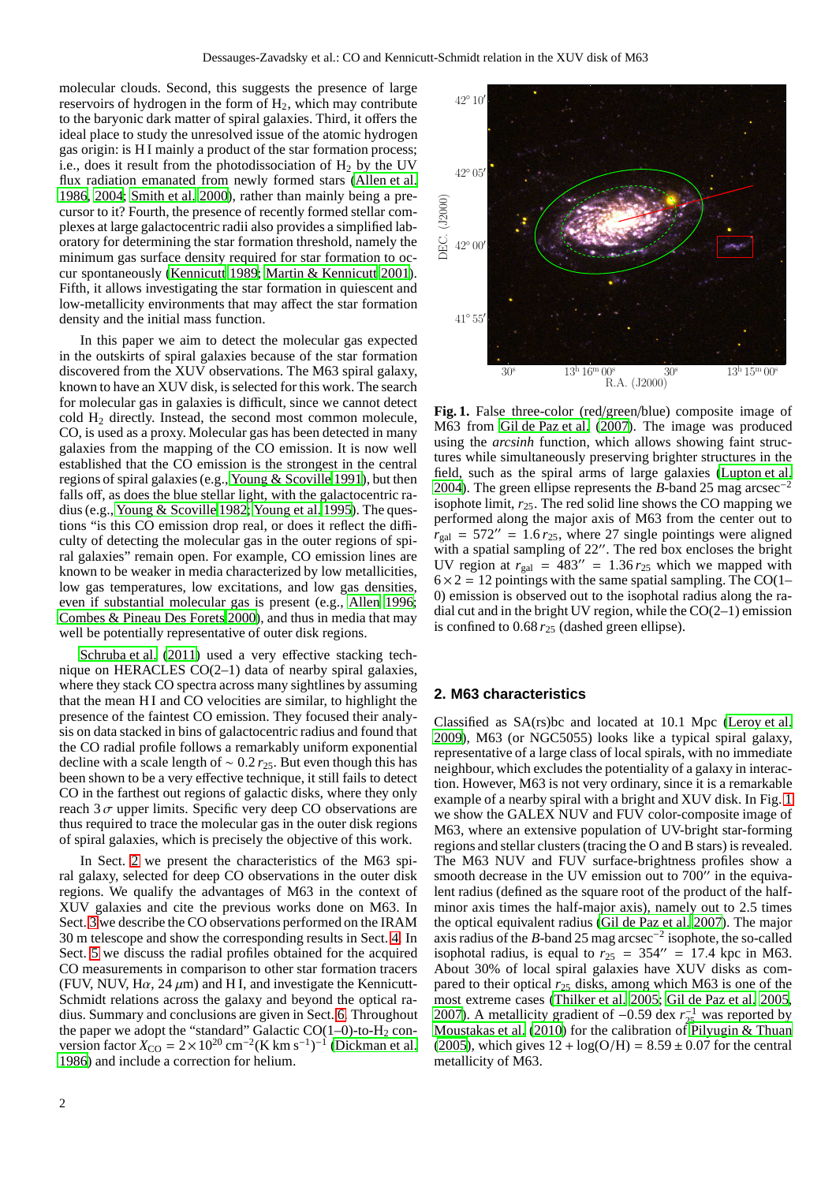molecular clouds. Second, this suggests the presence of large reservoirs of hydrogen in the form of $H_2$, which may contribute to the baryonic dark matter of spiral galaxies. Third, it offers the ideal place to study the unresolved issue of the atomic hydrogen gas origin: is H I mainly a product of the star formation process; i.e., does it result from the photodissociation of $H_2$ by the UV flux radiation emanated from newly formed stars (Allen et al. 1986, 2004; Smith et al. 2000), rather than mainly being a precursor to it? Fourth, the presence of recently formed stellar complexes at large galactocentric radii also provides a simplified laboratory for determining the star formation threshold, namely the minimum gas surface density required for star formation to occur spontaneously (Kennicutt 1989; Martin & Kennicutt 2001). Fifth, it allows investigating the star formation in quiescent and low-metallicity environments that may affect the star formation density and the initial mass function.

In this paper we aim to detect the molecular gas expected in the outskirts of spiral galaxies because of the star formation discovered from the XUV observations. The M63 spiral galaxy, known to have an XUV disk, is selected for this work. The search for molecular gas in galaxies is difficult, since we cannot detect cold $H_2$ directly. Instead, the second most common molecule, CO, is used as a proxy. Molecular gas has been detected in many galaxies from the mapping of the CO emission. It is now well established that the CO emission is the strongest in the central regions of spiral galaxies (e.g., Young & Scoville 1991), but then falls off, as does the blue stellar light, with the galactocentric radius (e.g., Young & Scoville 1982; Young et al. 1995). The questions "is this CO emission drop real, or does it reflect the difficulty of detecting the molecular gas in the outer regions of spiral galaxies" remain open. For example, CO emission lines are known to be weaker in media characterized by low metallicities, low gas temperatures, low excitations, and low gas densities, even if substantial molecular gas is present (e.g., Allen 1996; Combes & Pineau Des Forets 2000), and thus in media that may well be potentially representative of outer disk regions.

Schruba et al. (2011) used a very effective stacking technique on HERACLES CO(2–1) data of nearby spiral galaxies, where they stack CO spectra across many sightlines by assuming that the mean H I and CO velocities are similar, to highlight the presence of the faintest CO emission. They focused their analysis on data stacked in bins of galactocentric radius and found that the CO radial profile follows a remarkably uniform exponential decline with a scale length of $\sim 0.2\,r_{25}$. But even though this has been shown to be a very effective technique, it still fails to detect CO in the farthest out regions of galactic disks, where they only reach $3\,\sigma$ upper limits. Specific very deep CO observations are thus required to trace the molecular gas in the outer disk regions of spiral galaxies, which is precisely the objective of this work.

In Sect. 2 we present the characteristics of the M63 spiral galaxy, selected for deep CO observations in the outer disk regions. We qualify the advantages of M63 in the context of XUV galaxies and cite the previous works done on M63. In Sect. 3 we describe the CO observations performed on the IRAM 30 m telescope and show the corresponding results in Sect. 4. In Sect. 5 we discuss the radial profiles obtained for the acquired CO measurements in comparison to other star formation tracers (FUV, NUV, H$\alpha$, 24 $\mu$m) and H I, and investigate the Kennicutt-Schmidt relations across the galaxy and beyond the optical radius. Summary and conclusions are given in Sect. 6. Throughout the paper we adopt the "standard" Galactic CO(1–0)-to-$H_2$ conversion factor $X_{\rm CO} = 2\times10^{20}$ cm$^{-2}$(K km s$^{-1}$)$^{-1}$ (Dickman et al. 1986) and include a correction for helium.

42° 10′
42° 05′
42° 00′
41° 55′
DEC. (J2000)
30$^{\rm s}$
13$^{\rm h}$ 16$^{\rm m}$ 00$^{\rm s}$
30$^{\rm s}$
13$^{\rm h}$ 15$^{\rm m}$ 00$^{\rm s}$
R.A. (J2000)

**Fig. 1.** False three-color (red/green/blue) composite image of M63 from Gil de Paz et al. (2007). The image was produced using the *arcsinh* function, which allows showing faint structures while simultaneously preserving brighter structures in the field, such as the spiral arms of large galaxies (Lupton et al. 2004). The green ellipse represents the *B*-band 25 mag arcsec$^{-2}$ isophote limit, $r_{25}$. The red solid line shows the CO mapping we performed along the major axis of M63 from the center out to $r_{\rm gal} = 572'' = 1.6\,r_{25}$, where 27 single pointings were aligned with a spatial sampling of 22″. The red box encloses the bright UV region at $r_{\rm gal} = 483'' = 1.36\,r_{25}$ which we mapped with $6\times2 = 12$ pointings with the same spatial sampling. The CO(1–0) emission is observed out to the isophotal radius along the radial cut and in the bright UV region, while the CO(2–1) emission is confined to $0.68\,r_{25}$ (dashed green ellipse).

## 2. M63 characteristics

Classified as SA(rs)bc and located at 10.1 Mpc (Leroy et al. 2009), M63 (or NGC5055) looks like a typical spiral galaxy, representative of a large class of local spirals, with no immediate neighbour, which excludes the potentiality of a galaxy in interaction. However, M63 is not very ordinary, since it is a remarkable example of a nearby spiral with a bright and XUV disk. In Fig. 1 we show the GALEX NUV and FUV color-composite image of M63, where an extensive population of UV-bright star-forming regions and stellar clusters (tracing the O and B stars) is revealed. The M63 NUV and FUV surface-brightness profiles show a smooth decrease in the UV emission out to 700″ in the equivalent radius (defined as the square root of the product of the half-minor axis times the half-major axis), namely out to 2.5 times the optical equivalent radius (Gil de Paz et al. 2007). The major axis radius of the *B*-band 25 mag arcsec$^{-2}$ isophote, the so-called isophotal radius, is equal to $r_{25} = 354'' = 17.4$ kpc in M63. About 30% of local spiral galaxies have XUV disks as compared to their optical $r_{25}$ disks, among which M63 is one of the most extreme cases (Thilker et al. 2005; Gil de Paz et al. 2005, 2007). A metallicity gradient of $-0.59$ dex $r_{25}^{-1}$ was reported by Moustakas et al. (2010) for the calibration of Pilyugin & Thuan (2005), which gives $12 + \log({\rm O/H}) = 8.59 \pm 0.07$ for the central metallicity of M63.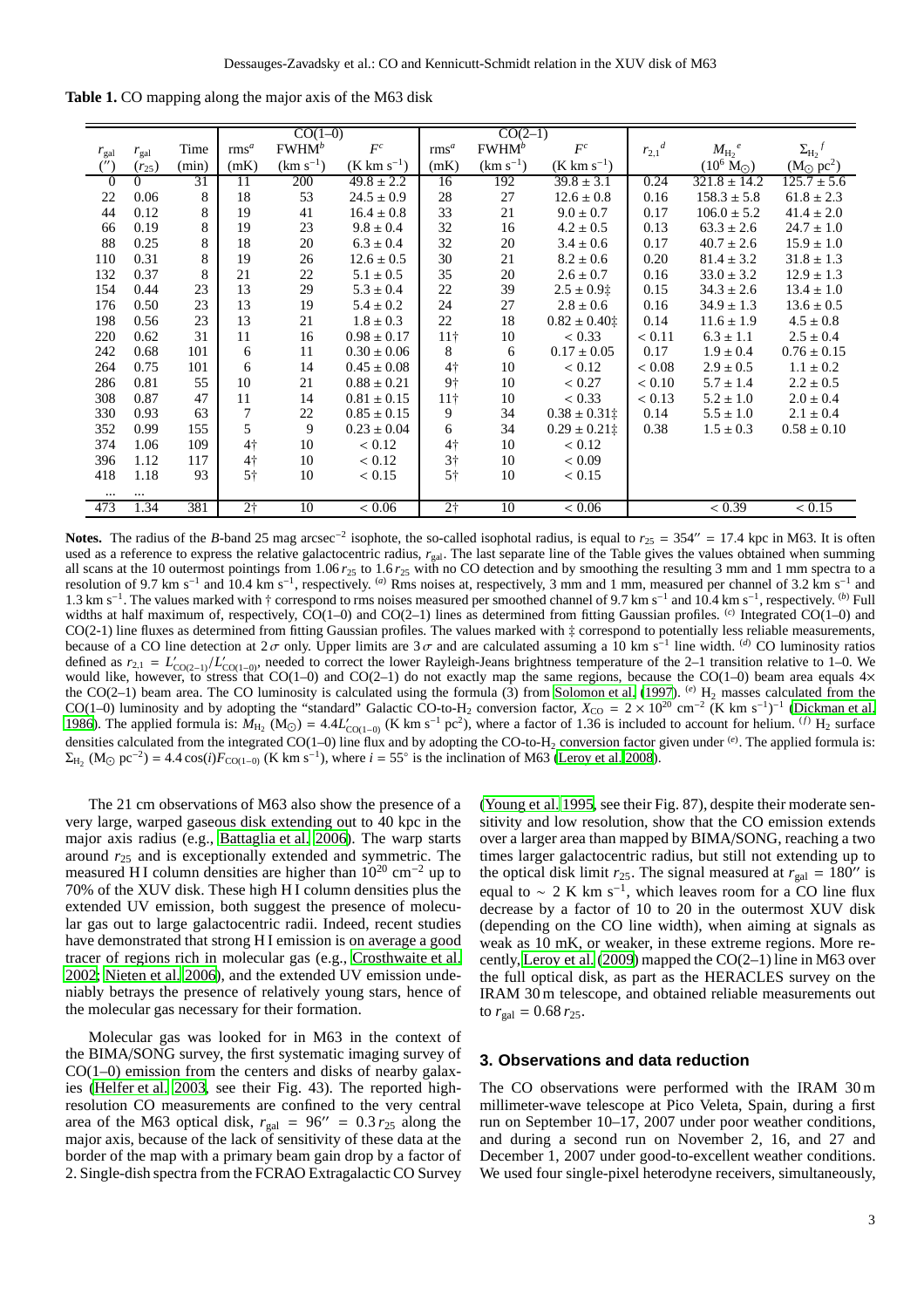**Table 1.** CO mapping along the major axis of the M63 disk

| | | | CO(1–0) | | | CO(2–1) | | | | | |
|---|---|---|---|---|---|---|---|---|---|---|---|
| $r_{\rm gal}$ (″) | $r_{\rm gal}$ ($r_{25}$) | Time (min) | rms[a] (mK) | FWHM[b] (km s$^{-1}$) | $F^c$ (K km s$^{-1}$) | rms[a] (mK) | FWHM[b] (km s$^{-1}$) | $F^c$ (K km s$^{-1}$) | ${r_{2,1}}^d$ | ${M_{\rm H_2}}^e$ ($10^6$ M$_\odot$) | ${\Sigma_{\rm H_2}}^f$ (M$_\odot$ pc$^2$) |
| 0 | 0 | 31 | 11 | 200 | $49.8 \pm 2.2$ | 16 | 192 | $39.8 \pm 3.1$ | 0.24 | $321.8 \pm 14.2$ | $125.7 \pm 5.6$ |
| 22 | 0.06 | 8 | 18 | 53 | $24.5 \pm 0.9$ | 28 | 27 | $12.6 \pm 0.8$ | 0.16 | $158.3 \pm 5.8$ | $61.8 \pm 2.3$ |
| 44 | 0.12 | 8 | 19 | 41 | $16.4 \pm 0.8$ | 33 | 21 | $9.0 \pm 0.7$ | 0.17 | $106.0 \pm 5.2$ | $41.4 \pm 2.0$ |
| 66 | 0.19 | 8 | 19 | 23 | $9.8 \pm 0.4$ | 32 | 16 | $4.2 \pm 0.5$ | 0.13 | $63.3 \pm 2.6$ | $24.7 \pm 1.0$ |
| 88 | 0.25 | 8 | 18 | 20 | $6.3 \pm 0.4$ | 32 | 20 | $3.4 \pm 0.6$ | 0.17 | $40.7 \pm 2.6$ | $15.9 \pm 1.0$ |
| 110 | 0.31 | 8 | 19 | 26 | $12.6 \pm 0.5$ | 30 | 21 | $8.2 \pm 0.6$ | 0.20 | $81.4 \pm 3.2$ | $31.8 \pm 1.3$ |
| 132 | 0.37 | 8 | 21 | 22 | $5.1 \pm 0.5$ | 35 | 20 | $2.6 \pm 0.7$ | 0.16 | $33.0 \pm 3.2$ | $12.9 \pm 1.3$ |
| 154 | 0.44 | 23 | 13 | 29 | $5.3 \pm 0.4$ | 22 | 39 | $2.5 \pm 0.9$‡ | 0.15 | $34.3 \pm 2.6$ | $13.4 \pm 1.0$ |
| 176 | 0.50 | 23 | 13 | 19 | $5.4 \pm 0.2$ | 24 | 27 | $2.8 \pm 0.6$ | 0.16 | $34.9 \pm 1.3$ | $13.6 \pm 0.5$ |
| 198 | 0.56 | 23 | 13 | 21 | $1.8 \pm 0.3$ | 22 | 18 | $0.82 \pm 0.40$‡ | 0.14 | $11.6 \pm 1.9$ | $4.5 \pm 0.8$ |
| 220 | 0.62 | 31 | 11 | 16 | $0.98 \pm 0.17$ | 11† | 10 | $< 0.33$ | $< 0.11$ | $6.3 \pm 1.1$ | $2.5 \pm 0.4$ |
| 242 | 0.68 | 101 | 6 | 11 | $0.30 \pm 0.06$ | 8 | 6 | $0.17 \pm 0.05$ | 0.17 | $1.9 \pm 0.4$ | $0.76 \pm 0.15$ |
| 264 | 0.75 | 101 | 6 | 14 | $0.45 \pm 0.08$ | 4† | 10 | $< 0.12$ | $< 0.08$ | $2.9 \pm 0.5$ | $1.1 \pm 0.2$ |
| 286 | 0.81 | 55 | 10 | 21 | $0.88 \pm 0.21$ | 9† | 10 | $< 0.27$ | $< 0.10$ | $5.7 \pm 1.4$ | $2.2 \pm 0.5$ |
| 308 | 0.87 | 47 | 11 | 14 | $0.81 \pm 0.15$ | 11† | 10 | $< 0.33$ | $< 0.13$ | $5.2 \pm 1.0$ | $2.0 \pm 0.4$ |
| 330 | 0.93 | 63 | 7 | 22 | $0.85 \pm 0.15$ | 9 | 34 | $0.38 \pm 0.31$‡ | 0.14 | $5.5 \pm 1.0$ | $2.1 \pm 0.4$ |
| 352 | 0.99 | 155 | 5 | 9 | $0.23 \pm 0.04$ | 6 | 34 | $0.29 \pm 0.21$‡ | 0.38 | $1.5 \pm 0.3$ | $0.58 \pm 0.10$ |
| 374 | 1.06 | 109 | 4† | 10 | $< 0.12$ | 4† | 10 | $< 0.12$ | | | |
| 396 | 1.12 | 117 | 4† | 10 | $< 0.12$ | 3† | 10 | $< 0.09$ | | | |
| 418 | 1.18 | 93 | 5† | 10 | $< 0.15$ | 5† | 10 | $< 0.15$ | | | |
| ... | ... | | | | | | | | | | |
| 473 | 1.34 | 381 | 2† | 10 | $< 0.06$ | 2† | 10 | $< 0.06$ | | $< 0.39$ | $< 0.15$ |

**Notes.** The radius of the *B*-band 25 mag arcsec$^{-2}$ isophote, the so-called isophotal radius, is equal to $r_{25} = 354'' = 17.4$ kpc in M63. It is often used as a reference to express the relative galactocentric radius, $r_{\rm gal}$. The last separate line of the Table gives the values obtained when summing all scans at the 10 outermost pointings from $1.06\,r_{25}$ to $1.6\,r_{25}$ with no CO detection and by smoothing the resulting 3 mm and 1 mm spectra to a resolution of 9.7 km s$^{-1}$ and 10.4 km s$^{-1}$, respectively. [(a)] Rms noises at, respectively, 3 mm and 1 mm, measured per channel of 3.2 km s$^{-1}$ and 1.3 km s$^{-1}$. The values marked with † correspond to rms noises measured per smoothed channel of 9.7 km s$^{-1}$ and 10.4 km s$^{-1}$, respectively. [(b)] Full widths at half maximum of, respectively, CO(1–0) and CO(2–1) lines as determined from fitting Gaussian profiles. [(c)] Integrated CO(1–0) and CO(2-1) line fluxes as determined from fitting Gaussian profiles. The values marked with ‡ correspond to potentially less reliable measurements, because of a CO line detection at $2\,\sigma$ only. Upper limits are $3\,\sigma$ and are calculated assuming a 10 km s$^{-1}$ line width. [(d)] CO luminosity ratios defined as $r_{2,1} = L'_{\rm CO(2-1)}/L'_{\rm CO(1-0)}$, needed to correct the lower Rayleigh-Jeans brightness temperature of the 2–1 transition relative to 1–0. We would like, however, to stress that CO(1–0) and CO(2–1) do not exactly map the same regions, because the CO(1–0) beam area equals 4× the CO(2–1) beam area. The CO luminosity is calculated using the formula (3) from Solomon et al. (1997). [(e)] $\rm H_2$ masses calculated from the CO(1–0) luminosity and by adopting the "standard" Galactic CO-to-$\rm H_2$ conversion factor, $X_{\rm CO} = 2 \times 10^{20}$ cm$^{-2}$ (K km s$^{-1}$)$^{-1}$ (Dickman et al. 1986). The applied formula is: $M_{\rm H_2}$ (M$_\odot$) $= 4.4 L'_{\rm CO(1-0)}$ (K km s$^{-1}$ pc$^2$), where a factor of 1.36 is included to account for helium. [(f)] $\rm H_2$ surface densities calculated from the integrated CO(1–0) line flux and by adopting the CO-to-$\rm H_2$ conversion factor given under [(e)]. The applied formula is: $\Sigma_{\rm H_2}$ (M$_\odot$ pc$^{-2}$) $= 4.4\cos(i) F_{\rm CO(1-0)}$ (K km s$^{-1}$), where $i = 55^\circ$ is the inclination of M63 (Leroy et al. 2008).

The 21 cm observations of M63 also show the presence of a very large, warped gaseous disk extending out to 40 kpc in the major axis radius (e.g., Battaglia et al. 2006). The warp starts around $r_{25}$ and is exceptionally extended and symmetric. The measured H I column densities are higher than $10^{20}$ cm$^{-2}$ up to 70% of the XUV disk. These high H I column densities plus the extended UV emission, both suggest the presence of molecular gas out to large galactocentric radii. Indeed, recent studies have demonstrated that strong H I emission is on average a good tracer of regions rich in molecular gas (e.g., Crosthwaite et al. 2002; Nieten et al. 2006), and the extended UV emission undeniably betrays the presence of relatively young stars, hence of the molecular gas necessary for their formation.

Molecular gas was looked for in M63 in the context of the BIMA/SONG survey, the first systematic imaging survey of CO(1–0) emission from the centers and disks of nearby galaxies (Helfer et al. 2003, see their Fig. 43). The reported high-resolution CO measurements are confined to the very central area of the M63 optical disk, $r_{\rm gal} = 96'' = 0.3\,r_{25}$ along the major axis, because of the lack of sensitivity of these data at the border of the map with a primary beam gain drop by a factor of 2. Single-dish spectra from the FCRAO Extragalactic CO Survey (Young et al. 1995, see their Fig. 87), despite their moderate sensitivity and low resolution, show that the CO emission extends over a larger area than mapped by BIMA/SONG, reaching a two times larger galactocentric radius, but still not extending up to the optical disk limit $r_{25}$. The signal measured at $r_{\rm gal} = 180''$ is equal to $\sim 2$ K km s$^{-1}$, which leaves room for a CO line flux decrease by a factor of 10 to 20 in the outermost XUV disk (depending on the CO line width), when aiming at signals as weak as 10 mK, or weaker, in these extreme regions. More recently, Leroy et al. (2009) mapped the CO(2–1) line in M63 over the full optical disk, as part as the HERACLES survey on the IRAM 30 m telescope, and obtained reliable measurements out to $r_{\rm gal} = 0.68\,r_{25}$.

## 3. Observations and data reduction

The CO observations were performed with the IRAM 30 m millimeter-wave telescope at Pico Veleta, Spain, during a first run on September 10–17, 2007 under poor weather conditions, and during a second run on November 2, 16, and 27 and December 1, 2007 under good-to-excellent weather conditions. We used four single-pixel heterodyne receivers, simultaneously,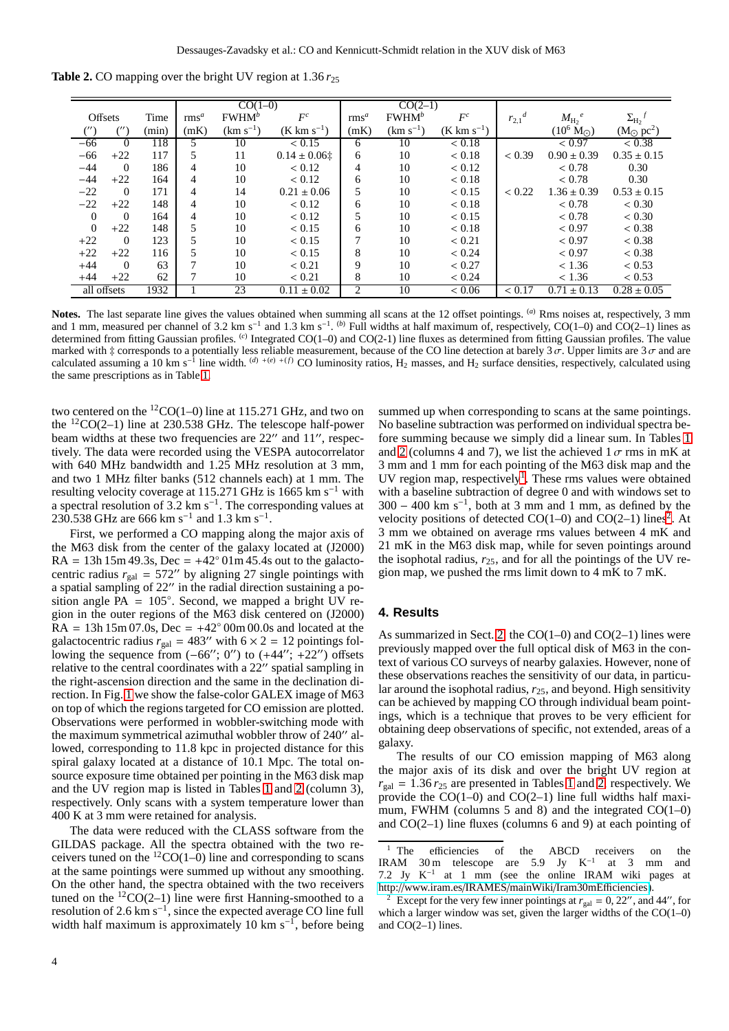**Table 2.** CO mapping over the bright UV region at 1.36 $r_{25}$

| Offsets | | Time | CO(1–0) | | | CO(2–1) | | | | | |
|---|---|---|---|---|---|---|---|---|---|---|---|
| ($''$) | ($''$) | (min) | rms$^a$ (mK) | FWHM$^b$ (km s$^{-1}$) | $F^c$ (K km s$^{-1}$) | rms$^a$ (mK) | FWHM$^b$ (km s$^{-1}$) | $F^c$ (K km s$^{-1}$) | $r_{2,1}{}^d$ | $M_{H_2}{}^e$ ($10^6$ M$_\odot$) | $\Sigma_{H_2}{}^f$ (M$_\odot$ pc$^2$) |
| −66 | 0 | 118 | 5 | 10 | < 0.15 | 6 | 10 | < 0.18 | | < 0.97 | < 0.38 |
| −66 | +22 | 117 | 5 | 11 | 0.14 ± 0.06‡ | 6 | 10 | < 0.18 | < 0.39 | 0.90 ± 0.39 | 0.35 ± 0.15 |
| −44 | 0 | 186 | 4 | 10 | < 0.12 | 4 | 10 | < 0.12 | | < 0.78 | 0.30 |
| −44 | +22 | 164 | 4 | 10 | < 0.12 | 6 | 10 | < 0.18 | | < 0.78 | 0.30 |
| −22 | 0 | 171 | 4 | 14 | 0.21 ± 0.06 | 5 | 10 | < 0.15 | < 0.22 | 1.36 ± 0.39 | 0.53 ± 0.15 |
| −22 | +22 | 148 | 4 | 10 | < 0.12 | 6 | 10 | < 0.18 | | < 0.78 | < 0.30 |
| 0 | 0 | 164 | 4 | 10 | < 0.12 | 5 | 10 | < 0.15 | | < 0.78 | < 0.30 |
| 0 | +22 | 148 | 5 | 10 | < 0.15 | 6 | 10 | < 0.18 | | < 0.97 | < 0.38 |
| +22 | 0 | 123 | 5 | 10 | < 0.15 | 7 | 10 | < 0.21 | | < 0.97 | < 0.38 |
| +22 | +22 | 116 | 5 | 10 | < 0.15 | 8 | 10 | < 0.24 | | < 0.97 | < 0.38 |
| +44 | 0 | 63 | 7 | 10 | < 0.21 | 9 | 10 | < 0.27 | | < 1.36 | < 0.53 |
| +44 | +22 | 62 | 7 | 10 | < 0.21 | 8 | 10 | < 0.24 | | < 1.36 | < 0.53 |
| all offsets | | 1932 | 1 | 23 | 0.11 ± 0.02 | 2 | 10 | < 0.06 | < 0.17 | 0.71 ± 0.13 | 0.28 ± 0.05 |

**Notes.** The last separate line gives the values obtained when summing all scans at the 12 offset pointings. [a] Rms noises at, respectively, 3 mm and 1 mm, measured per channel of 3.2 km s$^{-1}$ and 1.3 km s$^{-1}$. [b] Full widths at half maximum of, respectively, CO(1–0) and CO(2–1) lines as determined from fitting Gaussian profiles. [c] Integrated CO(1–0) and CO(2-1) line fluxes as determined from fitting Gaussian profiles. The value marked with ‡ corresponds to a potentially less reliable measurement, because of the CO line detection at barely 3$\sigma$. Upper limits are 3$\sigma$ and are calculated assuming a 10 km s$^{-1}$ line width. [d] [e] [f] CO luminosity ratios, $H_2$ masses, and $H_2$ surface densities, respectively, calculated using the same prescriptions as in Table 1.

two centered on the $^{12}$CO(1–0) line at 115.271 GHz, and two on the $^{12}$CO(2–1) line at 230.538 GHz. The telescope half-power beam widths at these two frequencies are 22$''$ and 11$''$, respectively. The data were recorded using the VESPA autocorrelator with 640 MHz bandwidth and 1.25 MHz resolution at 3 mm, and two 1 MHz filter banks (512 channels each) at 1 mm. The resulting velocity coverage at 115.271 GHz is 1665 km s$^{-1}$ with a spectral resolution of 3.2 km s$^{-1}$. The corresponding values at 230.538 GHz are 666 km s$^{-1}$ and 1.3 km s$^{-1}$.

First, we performed a CO mapping along the major axis of the M63 disk from the center of the galaxy located at (J2000) RA = 13h 15m 49.3s, Dec = +42° 01m 45.4s out to the galactocentric radius $r_{\rm gal}$ = 572$''$ by aligning 27 single pointings with a spatial sampling of 22$''$ in the radial direction sustaining a position angle PA = 105°. Second, we mapped a bright UV region in the outer regions of the M63 disk centered on (J2000) RA = 13h 15m 07.0s, Dec = +42° 00m 00.0s and located at the galactocentric radius $r_{\rm gal}$ = 483$''$ with 6 × 2 = 12 pointings following the sequence from (−66$''$; 0$''$) to (+44$''$; +22$''$) offsets relative to the central coordinates with a 22$''$ spatial sampling in the right-ascension direction and the same in the declination direction. In Fig. 1 we show the false-color GALEX image of M63 on top of which the regions targeted for CO emission are plotted. Observations were performed in wobbler-switching mode with the maximum symmetrical azimuthal wobbler throw of 240$''$ allowed, corresponding to 11.8 kpc in projected distance for this spiral galaxy located at a distance of 10.1 Mpc. The total on-source exposure time obtained per pointing in the M63 disk map and the UV region map is listed in Tables 1 and 2 (column 3), respectively. Only scans with a system temperature lower than 400 K at 3 mm were retained for analysis.

The data were reduced with the CLASS software from the GILDAS package. All the spectra obtained with the two receivers tuned on the $^{12}$CO(1–0) line and corresponding to scans at the same pointings were summed up without any smoothing. On the other hand, the spectra obtained with the two receivers tuned on the $^{12}$CO(2–1) line were first Hanning-smoothed to a resolution of 2.6 km s$^{-1}$, since the expected average CO line full width half maximum is approximately 10 km s$^{-1}$, before being summed up when corresponding to scans at the same pointings. No baseline subtraction was performed on individual spectra before summing because we simply did a linear sum. In Tables 1 and 2 (columns 4 and 7), we list the achieved 1$\sigma$ rms in mK at 3 mm and 1 mm for each pointing of the M63 disk map and the UV region map, respectively[1]. These rms values were obtained with a baseline subtraction of degree 0 and with windows set to 300 – 400 km s$^{-1}$, both at 3 mm and 1 mm, as defined by the velocity positions of detected CO(1–0) and CO(2–1) lines[2]. At 3 mm we obtained on average rms values between 4 mK and 21 mK in the M63 disk map, while for seven pointings around the isophotal radius, $r_{25}$, and for all the pointings of the UV region map, we pushed the rms limit down to 4 mK to 7 mK.

## 4. Results

As summarized in Sect. 2, the CO(1–0) and CO(2–1) lines were previously mapped over the full optical disk of M63 in the context of various CO surveys of nearby galaxies. However, none of these observations reaches the sensitivity of our data, in particular around the isophotal radius, $r_{25}$, and beyond. High sensitivity can be achieved by mapping CO through individual beam pointings, which is a technique that proves to be very efficient for obtaining deep observations of specific, not extended, areas of a galaxy.

The results of our CO emission mapping of M63 along the major axis of its disk and over the bright UV region at $r_{\rm gal}$ = 1.36 $r_{25}$ are presented in Tables 1 and 2, respectively. We provide the CO(1–0) and CO(2–1) line full widths half maximum, FWHM (columns 5 and 8) and the integrated CO(1–0) and CO(2–1) line fluxes (columns 6 and 9) at each pointing of

[1] The efficiencies of the ABCD receivers on the IRAM 30 m telescope are 5.9 Jy K$^{-1}$ at 3 mm and 7.2 Jy K$^{-1}$ at 1 mm (see the online IRAM wiki pages at http://www.iram.es/IRAMES/mainWiki/Iram30mEfficiencies).

[2] Except for the very few inner pointings at $r_{\rm gal}$ = 0, 22$''$, and 44$''$, for which a larger window was set, given the larger widths of the CO(1–0) and CO(2–1) lines.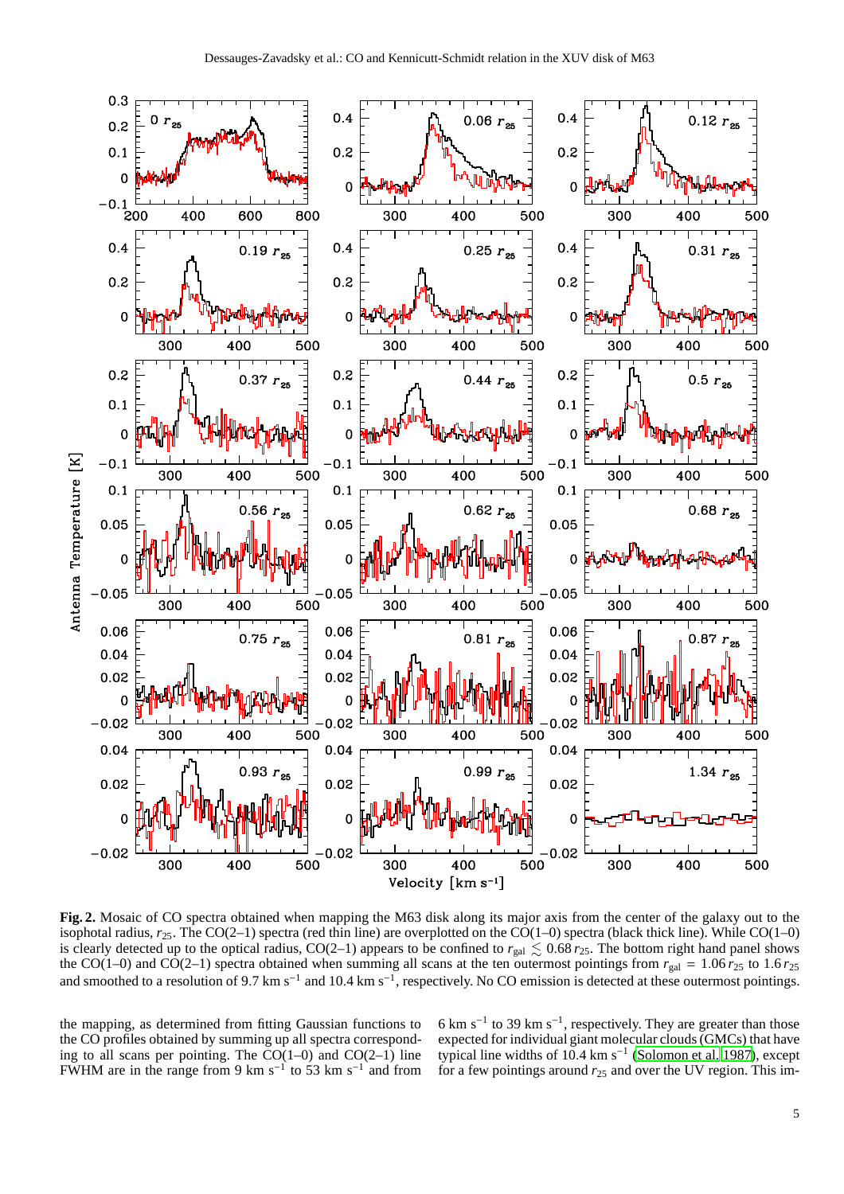0 $r_{25}$

0.06 $r_{25}$

0.12 $r_{25}$

0.19 $r_{25}$

0.25 $r_{25}$

0.31 $r_{25}$

0.37 $r_{25}$

0.44 $r_{25}$

0.5 $r_{25}$

0.56 $r_{25}$

0.62 $r_{25}$

0.68 $r_{25}$

0.75 $r_{25}$

0.81 $r_{25}$

0.87 $r_{25}$

0.93 $r_{25}$

0.99 $r_{25}$

1.34 $r_{25}$

Antenna Temperature [K]

Velocity [km s$^{-1}$]

**Fig. 2.** Mosaic of CO spectra obtained when mapping the M63 disk along its major axis from the center of the galaxy out to the isophotal radius, $r_{25}$. The CO(2–1) spectra (red thin line) are overplotted on the CO(1–0) spectra (black thick line). While CO(1–0) is clearly detected up to the optical radius, CO(2–1) appears to be confined to $r_{\rm gal} \lesssim 0.68\,r_{25}$. The bottom right hand panel shows the CO(1–0) and CO(2–1) spectra obtained when summing all scans at the ten outermost pointings from $r_{\rm gal} = 1.06\,r_{25}$ to $1.6\,r_{25}$ and smoothed to a resolution of 9.7 km s$^{-1}$ and 10.4 km s$^{-1}$, respectively. No CO emission is detected at these outermost pointings.

the mapping, as determined from fitting Gaussian functions to the CO profiles obtained by summing up all spectra corresponding to all scans per pointing. The CO(1–0) and CO(2–1) line FWHM are in the range from 9 km s$^{-1}$ to 53 km s$^{-1}$ and from 6 km s$^{-1}$ to 39 km s$^{-1}$, respectively. They are greater than those expected for individual giant molecular clouds (GMCs) that have typical line widths of 10.4 km s$^{-1}$ (Solomon et al. 1987), except for a few pointings around $r_{25}$ and over the UV region. This im-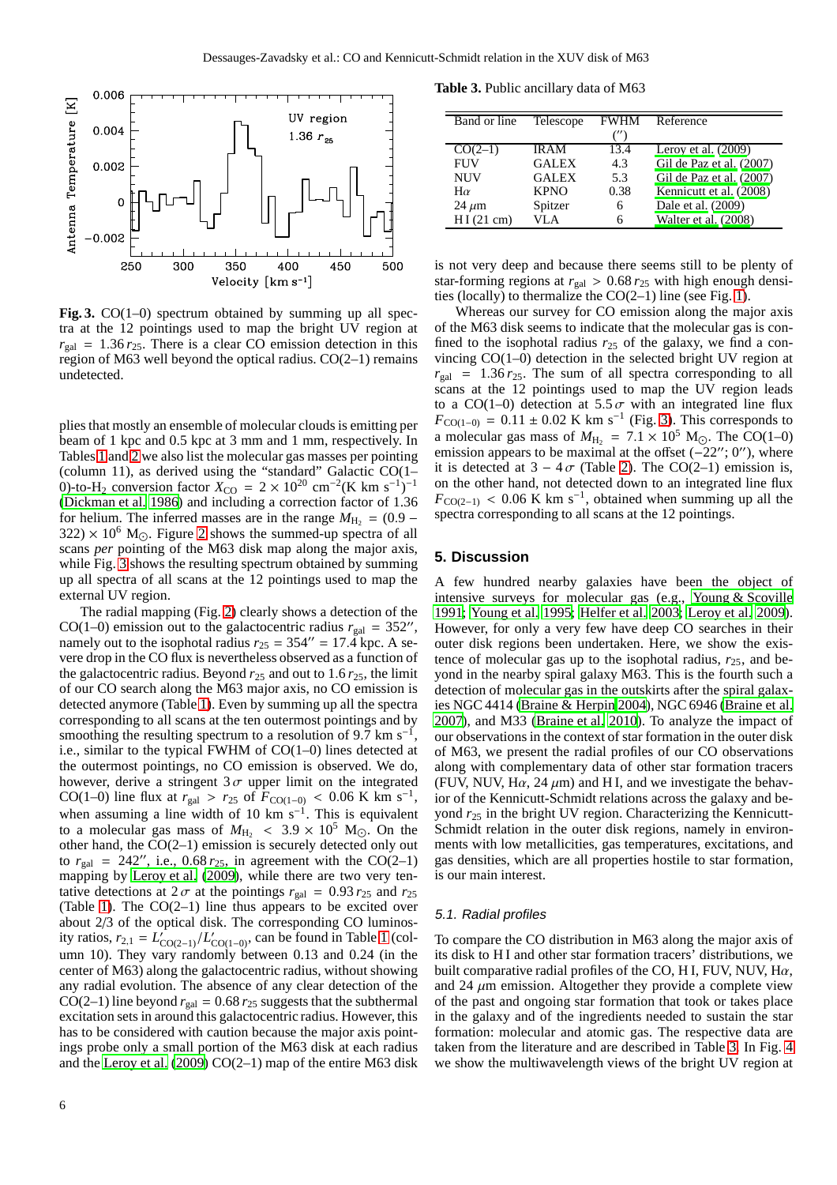Antenna Temperature [K]

0.006

0.004

0.002

0

−0.002

250 300 350 400 450 500

Velocity [km s$^{-1}$]

UV region

1.36 $r_{25}$

**Fig. 3.** CO(1–0) spectrum obtained by summing up all spectra at the 12 pointings used to map the bright UV region at $r_{\rm gal} = 1.36\,r_{25}$. There is a clear CO emission detection in this region of M63 well beyond the optical radius. CO(2–1) remains undetected.

plies that mostly an ensemble of molecular clouds is emitting per beam of 1 kpc and 0.5 kpc at 3 mm and 1 mm, respectively. In Tables 1 and 2 we also list the molecular gas masses per pointing (column 11), as derived using the "standard" Galactic CO(1–0)-to-$H_2$ conversion factor $X_{\rm CO} = 2 \times 10^{20}$ cm$^{-2}$(K km s$^{-1}$)$^{-1}$ (Dickman et al. 1986) and including a correction factor of 1.36 for helium. The inferred masses are in the range $M_{\rm H_2} = (0.9 - 322) \times 10^6$ M$_\odot$. Figure 2 shows the summed-up spectra of all scans *per* pointing of the M63 disk map along the major axis, while Fig. 3 shows the resulting spectrum obtained by summing up all spectra of all scans at the 12 pointings used to map the external UV region.

The radial mapping (Fig. 2) clearly shows a detection of the CO(1–0) emission out to the galactocentric radius $r_{\rm gal} = 352''$, namely out to the isophotal radius $r_{25} = 354'' = 17.4$ kpc. A severe drop in the CO flux is nevertheless observed as a function of the galactocentric radius. Beyond $r_{25}$ and out to $1.6\,r_{25}$, the limit of our CO search along the M63 major axis, no CO emission is detected anymore (Table 1). Even by summing up all the spectra corresponding to all scans at the ten outermost pointings and by smoothing the resulting spectrum to a resolution of 9.7 km s$^{-1}$, i.e., similar to the typical FWHM of CO(1–0) lines detected at the outermost pointings, no CO emission is observed. We do, however, derive a stringent $3\,\sigma$ upper limit on the integrated CO(1–0) line flux at $r_{\rm gal} > r_{25}$ of $F_{\rm CO(1-0)} < 0.06$ K km s$^{-1}$, when assuming a line width of 10 km s$^{-1}$. This is equivalent to a molecular gas mass of $M_{\rm H_2} < 3.9 \times 10^5$ M$_\odot$. On the other hand, the CO(2–1) emission is securely detected only out to $r_{\rm gal} = 242''$, i.e., $0.68\,r_{25}$, in agreement with the CO(2–1) mapping by Leroy et al. (2009), while there are two very tentative detections at $2\,\sigma$ at the pointings $r_{\rm gal} = 0.93\,r_{25}$ and $r_{25}$ (Table 1). The CO(2–1) line thus appears to be excited over about 2/3 of the optical disk. The corresponding CO luminosity ratios, $r_{2,1} = L'_{\rm CO(2-1)}/L'_{\rm CO(1-0)}$, can be found in Table 1 (column 10). They vary randomly between 0.13 and 0.24 (in the center of M63) along the galactocentric radius, without showing any radial evolution. The absence of any clear detection of the CO(2–1) line beyond $r_{\rm gal} = 0.68\,r_{25}$ suggests that the subthermal excitation sets in around this galactocentric radius. However, this has to be considered with caution because the major axis pointings probe only a small portion of the M63 disk at each radius and the Leroy et al. (2009) CO(2–1) map of the entire M63 disk is not very deep and because there seems still to be plenty of star-forming regions at $r_{\rm gal} > 0.68\,r_{25}$ with high enough densities (locally) to thermalize the CO(2–1) line (see Fig. 1).

Whereas our survey for CO emission along the major axis of the M63 disk seems to indicate that the molecular gas is confined to the isophotal radius $r_{25}$ of the galaxy, we find a convincing CO(1–0) detection in the selected bright UV region at $r_{\rm gal} = 1.36\,r_{25}$. The sum of all spectra corresponding to all scans at the 12 pointings used to map the UV region leads to a CO(1–0) detection at $5.5\,\sigma$ with an integrated line flux $F_{\rm CO(1-0)} = 0.11 \pm 0.02$ K km s$^{-1}$ (Fig. 3). This corresponds to a molecular gas mass of $M_{\rm H_2} = 7.1 \times 10^5$ M$_\odot$. The CO(1–0) emission appears to be maximal at the offset ($-22''$; $0''$), where it is detected at $3 - 4\,\sigma$ (Table 2). The CO(2–1) emission is, on the other hand, not detected down to an integrated line flux $F_{\rm CO(2-1)} < 0.06$ K km s$^{-1}$, obtained when summing up all the spectra corresponding to all scans at the 12 pointings.

**Table 3.** Public ancillary data of M63

| Band or line | Telescope | FWHM ($''$) | Reference |
|---|---|---|---|
| CO(2–1) | IRAM | 13.4 | Leroy et al. (2009) |
| FUV | GALEX | 4.3 | Gil de Paz et al. (2007) |
| NUV | GALEX | 5.3 | Gil de Paz et al. (2007) |
| H$\alpha$ | KPNO | 0.38 | Kennicutt et al. (2008) |
| 24 $\mu$m | Spitzer | 6 | Dale et al. (2009) |
| H I (21 cm) | VLA | 6 | Walter et al. (2008) |

## 5. Discussion

A few hundred nearby galaxies have been the object of intensive surveys for molecular gas (e.g., Young & Scoville 1991; Young et al. 1995; Helfer et al. 2003; Leroy et al. 2009). However, for only a very few have deep CO searches in their outer disk regions been undertaken. Here, we show the existence of molecular gas up to the isophotal radius, $r_{25}$, and beyond in the nearby spiral galaxy M63. This is the fourth such a detection of molecular gas in the outskirts after the spiral galaxies NGC 4414 (Braine & Herpin 2004), NGC 6946 (Braine et al. 2007), and M33 (Braine et al. 2010). To analyze the impact of our observations in the context of star formation in the outer disk of M63, we present the radial profiles of our CO observations along with complementary data of other star formation tracers (FUV, NUV, H$\alpha$, 24 $\mu$m) and H I, and we investigate the behavior of the Kennicutt-Schmidt relations across the galaxy and beyond $r_{25}$ in the bright UV region. Characterizing the Kennicutt-Schmidt relation in the outer disk regions, namely in environments with low metallicities, gas temperatures, excitations, and gas densities, which are all properties hostile to star formation, is our main interest.

### 5.1. Radial profiles

To compare the CO distribution in M63 along the major axis of its disk to H I and other star formation tracers' distributions, we built comparative radial profiles of the CO, H I, FUV, NUV, H$\alpha$, and 24 $\mu$m emission. Altogether they provide a complete view of the past and ongoing star formation that took or takes place in the galaxy and of the ingredients needed to sustain the star formation: molecular and atomic gas. The respective data are taken from the literature and are described in Table 3. In Fig. 4 we show the multiwavelength views of the bright UV region at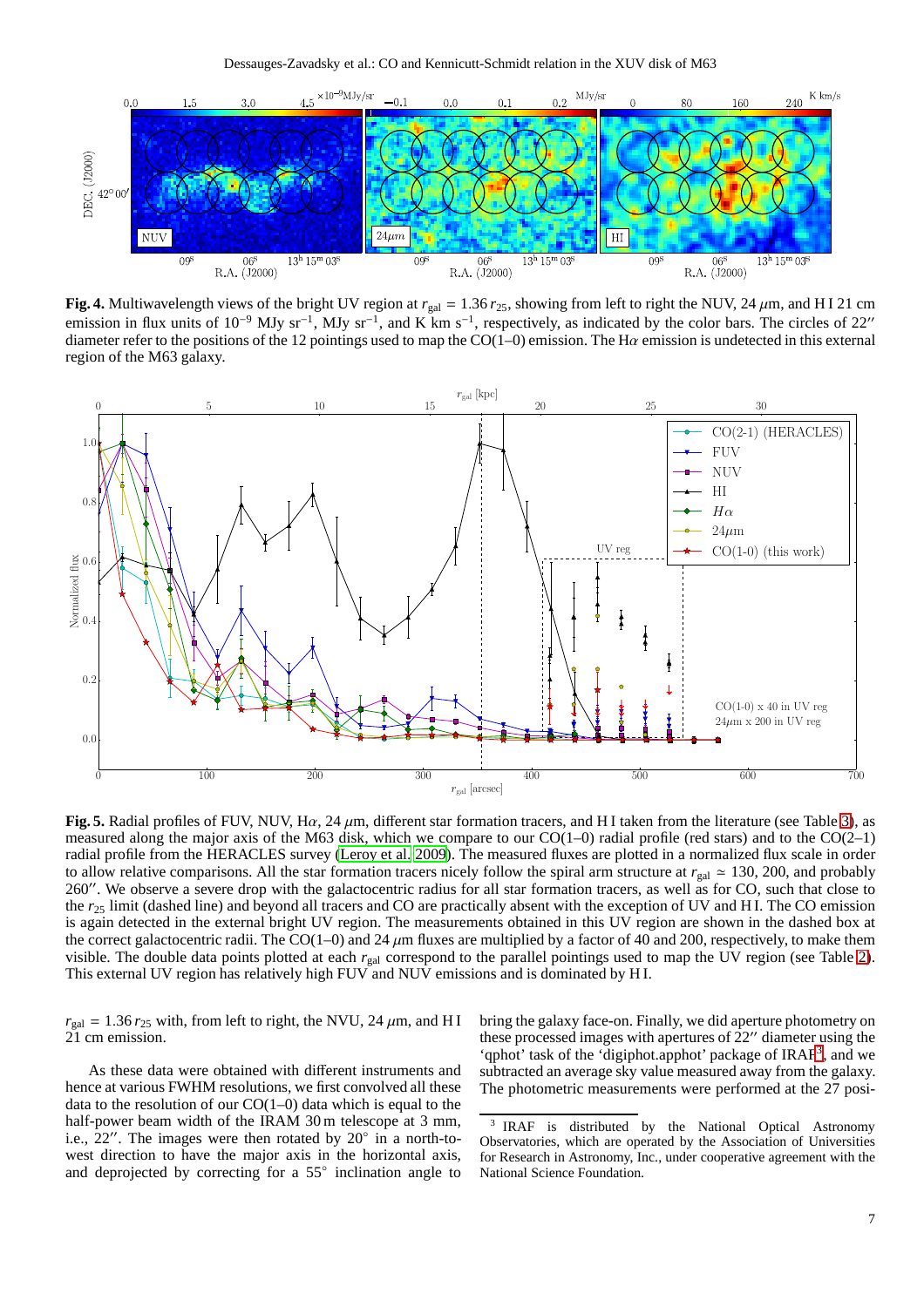**Fig. 4.** Multiwavelength views of the bright UV region at $r_{\rm gal} = 1.36\, r_{25}$, showing from left to right the NUV, 24 $\mu$m, and H I 21 cm emission in flux units of $10^{-9}$ MJy sr$^{-1}$, MJy sr$^{-1}$, and K km s$^{-1}$, respectively, as indicated by the color bars. The circles of 22′′ diameter refer to the positions of the 12 pointings used to map the CO(1–0) emission. The H$\alpha$ emission is undetected in this external region of the M63 galaxy.

**Fig. 5.** Radial profiles of FUV, NUV, H$\alpha$, 24 $\mu$m, different star formation tracers, and H I taken from the literature (see Table 3), as measured along the major axis of the M63 disk, which we compare to our CO(1–0) radial profile (red stars) and to the CO(2–1) radial profile from the HERACLES survey (Leroy et al. 2009). The measured fluxes are plotted in a normalized flux scale in order to allow relative comparisons. All the star formation tracers nicely follow the spiral arm structure at $r_{\rm gal} \simeq 130$, 200, and probably 260′′. We observe a severe drop with the galactocentric radius for all star formation tracers, as well as for CO, such that close to the $r_{25}$ limit (dashed line) and beyond all tracers and CO are practically absent with the exception of UV and H I. The CO emission is again detected in the external bright UV region. The measurements obtained in this UV region are shown in the dashed box at the correct galactocentric radii. The CO(1–0) and 24 $\mu$m fluxes are multiplied by a factor of 40 and 200, respectively, to make them visible. The double data points plotted at each $r_{\rm gal}$ correspond to the parallel pointings used to map the UV region (see Table 2). This external UV region has relatively high FUV and NUV emissions and is dominated by H I.

$r_{\rm gal} = 1.36\, r_{25}$ with, from left to right, the NVU, 24 $\mu$m, and H I 21 cm emission.

As these data were obtained with different instruments and hence at various FWHM resolutions, we first convolved all these data to the resolution of our CO(1–0) data which is equal to the half-power beam width of the IRAM 30 m telescope at 3 mm, i.e., 22′′. The images were then rotated by 20° in a north-to-west direction to have the major axis in the horizontal axis, and deprojected by correcting for a 55° inclination angle to bring the galaxy face-on. Finally, we did aperture photometry on these processed images with apertures of 22′′ diameter using the 'qphot' task of the 'digiphot.apphot' package of IRAF[3], and we subtracted an average sky value measured away from the galaxy. The photometric measurements were performed at the 27 posi-

[3] IRAF is distributed by the National Optical Astronomy Observatories, which are operated by the Association of Universities for Research in Astronomy, Inc., under cooperative agreement with the National Science Foundation.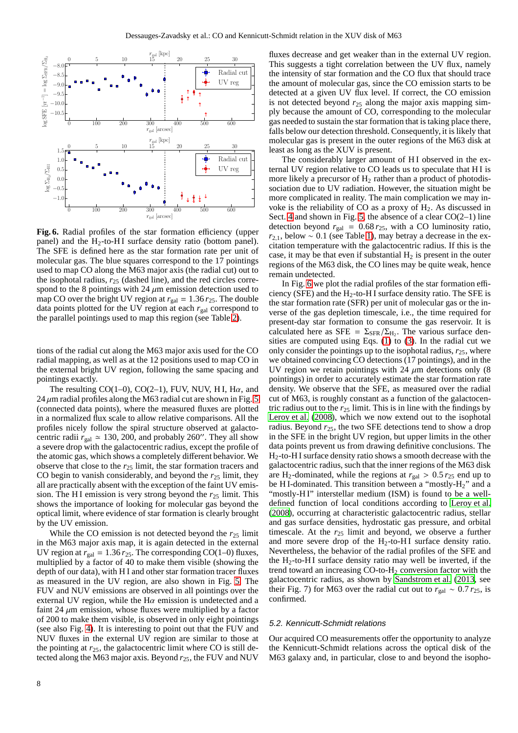$r_{\rm gal}$ [kpc]

0 5 10 15 20 25 30

log SFE [yr$^{-1}$] = log $\Sigma_{\rm SFR}/\Sigma_{\rm H_2}$

−8.0 −8.5 −9.0 −9.5 −10.0 −10.5

Radial cut

UV reg

0 100 200 300 400 500 600

$r_{\rm gal}$ [arcsec]

$r_{\rm gal}$ [kpc]

0 5 10 15 20 25 30

log $\Sigma_{\rm H_2}/\Sigma_{\rm HI}$

1.5 1.0 0.5 0.0 −0.5 −1.0

Radial cut

UV reg

0 100 200 300 400 500 600

$r_{\rm gal}$ [arcsec]

**Fig. 6.** Radial profiles of the star formation efficiency (upper panel) and the $H_2$-to-H I surface density ratio (bottom panel). The SFE is defined here as the star formation rate per unit of molecular gas. The blue squares correspond to the 17 pointings used to map CO along the M63 major axis (the radial cut) out to the isophotal radius, $r_{25}$ (dashed line), and the red circles correspond to the 8 pointings with 24 $\mu$m emission detection used to map CO over the bright UV region at $r_{\rm gal} = 1.36\,r_{25}$. The double data points plotted for the UV region at each $r_{\rm gal}$ correspond to the parallel pointings used to map this region (see Table 2).

tions of the radial cut along the M63 major axis used for the CO radial mapping, as well as at the 12 positions used to map CO in the external bright UV region, following the same spacing and pointings exactly.

The resulting CO(1–0), CO(2–1), FUV, NUV, H I, H$\alpha$, and 24 $\mu$m radial profiles along the M63 radial cut are shown in Fig. 5 (connected data points), where the measured fluxes are plotted in a normalized flux scale to allow relative comparisons. All the profiles nicely follow the spiral structure observed at galactocentric radii $r_{\rm gal} \simeq 130$, 200, and probably 260″. They all show a severe drop with the galactocentric radius, except the profile of the atomic gas, which shows a completely different behavior. We observe that close to the $r_{25}$ limit, the star formation tracers and CO begin to vanish considerably, and beyond the $r_{25}$ limit, they all are practically absent with the exception of the faint UV emission. The H I emission is very strong beyond the $r_{25}$ limit. This shows the importance of looking for molecular gas beyond the optical limit, where evidence of star formation is clearly brought by the UV emission.

While the CO emission is not detected beyond the $r_{25}$ limit in the M63 major axis map, it is again detected in the external UV region at $r_{\rm gal} = 1.36\,r_{25}$. The corresponding CO(1–0) fluxes, multiplied by a factor of 40 to make them visible (showing the depth of our data), with H I and other star formation tracer fluxes as measured in the UV region, are also shown in Fig. 5. The FUV and NUV emissions are observed in all pointings over the external UV region, while the H$\alpha$ emission is undetected and a faint 24 $\mu$m emission, whose fluxes were multiplied by a factor of 200 to make them visible, is observed in only eight pointings (see also Fig. 4). It is interesting to point out that the FUV and NUV fluxes in the external UV region are similar to those at the pointing at $r_{25}$, the galactocentric limit where CO is still detected along the M63 major axis. Beyond $r_{25}$, the FUV and NUV fluxes decrease and get weaker than in the external UV region. This suggests a tight correlation between the UV flux, namely the intensity of star formation and the CO flux that should trace the amount of molecular gas, since the CO emission starts to be detected at a given UV flux level. If correct, the CO emission is not detected beyond $r_{25}$ along the major axis mapping simply because the amount of CO, corresponding to the molecular gas needed to sustain the star formation that is taking place there, falls below our detection threshold. Consequently, it is likely that molecular gas is present in the outer regions of the M63 disk at least as long as the XUV is present.

The considerably larger amount of H I observed in the external UV region relative to CO leads us to speculate that H I is more likely a precursor of $H_2$ rather than a product of photodissociation due to UV radiation. However, the situation might be more complicated in reality. The main complication we may invoke is the reliability of CO as a proxy of $H_2$. As discussed in Sect. 4 and shown in Fig. 5, the absence of a clear CO(2–1) line detection beyond $r_{\rm gal} = 0.68\,r_{25}$, with a CO luminosity ratio, $r_{2,1}$, below ∼ 0.1 (see Table 1), may betray a decrease in the excitation temperature with the galactocentric radius. If this is the case, it may be that even if substantial $H_2$ is present in the outer regions of the M63 disk, the CO lines may be quite weak, hence remain undetected.

In Fig. 6 we plot the radial profiles of the star formation efficiency (SFE) and the $H_2$-to-H I surface density ratio. The SFE is the star formation rate (SFR) per unit of molecular gas or the inverse of the gas depletion timescale, i.e., the time required for present-day star formation to consume the gas reservoir. It is calculated here as SFE = $\Sigma_{\rm SFR}/\Sigma_{\rm H_2}$. The various surface densities are computed using Eqs. (1) to (3). In the radial cut we only consider the pointings up to the isophotal radius, $r_{25}$, where we obtained convincing CO detections (17 pointings), and in the UV region we retain pointings with 24 $\mu$m detections only (8 pointings) in order to accurately estimate the star formation rate density. We observe that the SFE, as measured over the radial cut of M63, is roughly constant as a function of the galactocentric radius out to the $r_{25}$ limit. This is in line with the findings by Leroy et al. (2008), which we now extend out to the isophotal radius. Beyond $r_{25}$, the two SFE detections tend to show a drop in the SFE in the bright UV region, but upper limits in the other data points prevent us from drawing definitive conclusions. The $H_2$-to-H I surface density ratio shows a smooth decrease with the galactocentric radius, such that the inner regions of the M63 disk are $H_2$-dominated, while the regions at $r_{\rm gal} > 0.5\,r_{25}$ end up to be H I-dominated. This transition between a "mostly-$H_2$" and a "mostly-H I" interstellar medium (ISM) is found to be a well-defined function of local conditions according to Leroy et al. (2008), occurring at characteristic galactocentric radius, stellar and gas surface densities, hydrostatic gas pressure, and orbital timescale. At the $r_{25}$ limit and beyond, we observe a further and more severe drop of the $H_2$-to-H I surface density ratio. Nevertheless, the behavior of the radial profiles of the SFE and the $H_2$-to-H I surface density ratio may well be inverted, if the trend toward an increasing CO-to-$H_2$ conversion factor with the galactocentric radius, as shown by Sandstrom et al. (2013, see their Fig. 7) for M63 over the radial cut out to $r_{\rm gal} \sim 0.7\,r_{25}$, is confirmed.

### 5.2. Kennicutt-Schmidt relations

Our acquired CO measurements offer the opportunity to analyze the Kennicutt-Schmidt relations across the optical disk of the M63 galaxy and, in particular, close to and beyond the isopho-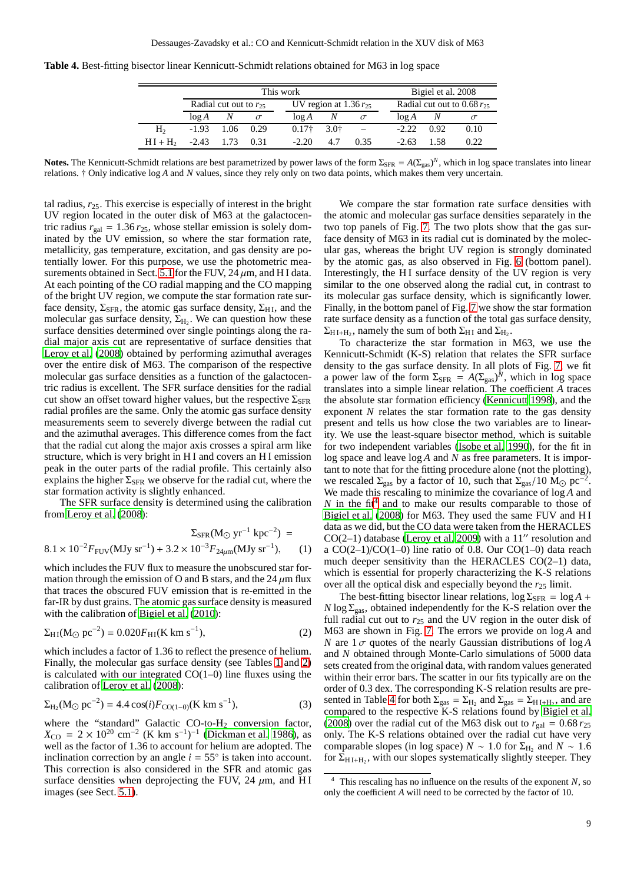**Table 4.** Best-fitting bisector linear Kennicutt-Schmidt relations obtained for M63 in log space

| | This work | | | | | | Bigiel et al. 2008 | | |
|---|---|---|---|---|---|---|---|---|---|
| | Radial cut out to $r_{25}$ | | | UV region at $1.36\,r_{25}$ | | | Radial cut out to $0.68\,r_{25}$ | | |
| | $\log A$ | $N$ | $\sigma$ | $\log A$ | $N$ | $\sigma$ | $\log A$ | $N$ | $\sigma$ |
| $H_2$ | -1.93 | 1.06 | 0.29 | 0.17† | 3.0† | – | -2.22 | 0.92 | 0.10 |
| H I + $H_2$ | -2.43 | 1.73 | 0.31 | -2.20 | 4.7 | 0.35 | -2.63 | 1.58 | 0.22 |

**Notes.** The Kennicutt-Schmidt relations are best parametrized by power laws of the form $\Sigma_{\rm SFR} = A(\Sigma_{\rm gas})^N$, which in log space translates into linear relations. † Only indicative $\log A$ and $N$ values, since they rely only on two data points, which makes them very uncertain.

tal radius, $r_{25}$. This exercise is especially of interest in the bright UV region located in the outer disk of M63 at the galactocentric radius $r_{\rm gal} = 1.36\,r_{25}$, whose stellar emission is solely dominated by the UV emission, so where the star formation rate, metallicity, gas temperature, excitation, and gas density are potentially lower. For this purpose, we use the photometric measurements obtained in Sect. 5.1 for the FUV, 24 $\mu$m, and H I data. At each pointing of the CO radial mapping and the CO mapping of the bright UV region, we compute the star formation rate surface density, $\Sigma_{\rm SFR}$, the atomic gas surface density, $\Sigma_{\rm HI}$, and the molecular gas surface density, $\Sigma_{\rm H_2}$. We can question how these surface densities determined over single pointings along the radial major axis cut are representative of surface densities that Leroy et al. (2008) obtained by performing azimuthal averages over the entire disk of M63. The comparison of the respective molecular gas surface densities as a function of the galactocentric radius is excellent. The SFR surface densities for the radial cut show an offset toward higher values, but the respective $\Sigma_{\rm SFR}$ radial profiles are the same. Only the atomic gas surface density measurements seem to severely diverge between the radial cut and the azimuthal averages. This difference comes from the fact that the radial cut along the major axis crosses a spiral arm like structure, which is very bright in H I and covers an H I emission peak in the outer parts of the radial profile. This certainly also explains the higher $\Sigma_{\rm SFR}$ we observe for the radial cut, where the star formation activity is slightly enhanced.

The SFR surface density is determined using the calibration from Leroy et al. (2008):

$$\Sigma_{\rm SFR}(\rm M_\odot\ yr^{-1}\ kpc^{-2}) = 8.1\times10^{-2}F_{\rm FUV}(\rm MJy\ sr^{-1}) + 3.2\times10^{-3}F_{24\mu m}(\rm MJy\ sr^{-1}), \quad (1)$$

which includes the FUV flux to measure the unobscured star formation through the emission of O and B stars, and the 24 $\mu$m flux that traces the obscured FUV emission that is re-emitted in the far-IR by dust grains. The atomic gas surface density is measured with the calibration of Bigiel et al. (2010):

$$\Sigma_{\rm HI}(\rm M_\odot\ pc^{-2}) = 0.020F_{\rm HI}(\rm K\ km\ s^{-1}), \quad (2)$$

which includes a factor of 1.36 to reflect the presence of helium. Finally, the molecular gas surface density (see Tables 1 and 2) is calculated with our integrated CO(1–0) line fluxes using the calibration of Leroy et al. (2008):

$$\Sigma_{\rm H_2}(\rm M_\odot\ pc^{-2}) = 4.4\cos(i)F_{\rm CO(1-0)}(\rm K\ km\ s^{-1}), \quad (3)$$

where the "standard" Galactic CO-to-$H_2$ conversion factor, $X_{\rm CO} = 2\times10^{20}$ cm$^{-2}$ (K km s$^{-1}$)$^{-1}$ (Dickman et al. 1986), as well as the factor of 1.36 to account for helium are adopted. The inclination correction by an angle $i = 55^\circ$ is taken into account. This correction is also considered in the SFR and atomic gas surface densities when deprojecting the FUV, 24 $\mu$m, and H I images (see Sect. 5.1).

We compare the star formation rate surface densities with the atomic and molecular gas surface densities separately in the two top panels of Fig. 7. The two plots show that the gas surface density of M63 in its radial cut is dominated by the molecular gas, whereas the bright UV region is strongly dominated by the atomic gas, as also observed in Fig. 6 (bottom panel). Interestingly, the H I surface density of the UV region is very similar to the one observed along the radial cut, in contrast to its molecular gas surface density, which is significantly lower. Finally, in the bottom panel of Fig. 7 we show the star formation rate surface density as a function of the total gas surface density, $\Sigma_{\rm HI+H_2}$, namely the sum of both $\Sigma_{\rm HI}$ and $\Sigma_{\rm H_2}$.

To characterize the star formation in M63, we use the Kennicutt-Schmidt (K-S) relation that relates the SFR surface density to the gas surface density. In all plots of Fig. 7, we fit a power law of the form $\Sigma_{\rm SFR} = A(\Sigma_{\rm gas})^N$, which in log space translates into a simple linear relation. The coefficient $A$ traces the absolute star formation efficiency (Kennicutt 1998), and the exponent $N$ relates the star formation rate to the gas density present and tells us how close the two variables are to linearity. We use the least-square bisector method, which is suitable for two independent variables (Isobe et al. 1990), for the fit in log space and leave $\log A$ and $N$ as free parameters. It is important to note that for the fitting procedure alone (not the plotting), we rescaled $\Sigma_{\rm gas}$ by a factor of 10, such that $\Sigma_{\rm gas}/10$ M$_\odot$ pc$^{-2}$. We made this rescaling to minimize the covariance of $\log A$ and $N$ in the fit[4] and to make our results comparable to those of Bigiel et al. (2008) for M63. They used the same FUV and H I data as we did, but the CO data were taken from the HERACLES CO(2–1) database (Leroy et al. 2009) with a 11″ resolution and a CO(2–1)/CO(1–0) line ratio of 0.8. Our CO(1–0) data reach much deeper sensitivity than the HERACLES CO(2–1) data, which is essential for properly characterizing the K-S relations over all the optical disk and especially beyond the $r_{25}$ limit.

The best-fitting bisector linear relations, $\log\Sigma_{\rm SFR} = \log A + N\log\Sigma_{\rm gas}$, obtained independently for the K-S relation over the full radial cut out to $r_{25}$ and the UV region in the outer disk of M63 are shown in Fig. 7. The errors we provide on $\log A$ and $N$ are $1\,\sigma$ quotes of the nearly Gaussian distributions of $\log A$ and $N$ obtained through Monte-Carlo simulations of 5000 data sets created from the original data, with random values generated within their error bars. The scatter in our fits typically are on the order of 0.3 dex. The corresponding K-S relation results are presented in Table 4 for both $\Sigma_{\rm gas} = \Sigma_{\rm H_2}$ and $\Sigma_{\rm gas} = \Sigma_{\rm HI+H_2}$, and are compared to the respective K-S relations found by Bigiel et al. (2008) over the radial cut of the M63 disk out to $r_{\rm gal} = 0.68\,r_{25}$ only. The K-S relations obtained over the radial cut have very comparable slopes (in log space) $N\sim1.0$ for $\Sigma_{\rm H_2}$ and $N\sim1.6$ for $\Sigma_{\rm HI+H_2}$, with our slopes systematically slightly steeper. They

[4] This rescaling has no influence on the results of the exponent $N$, so only the coefficient $A$ will need to be corrected by the factor of 10.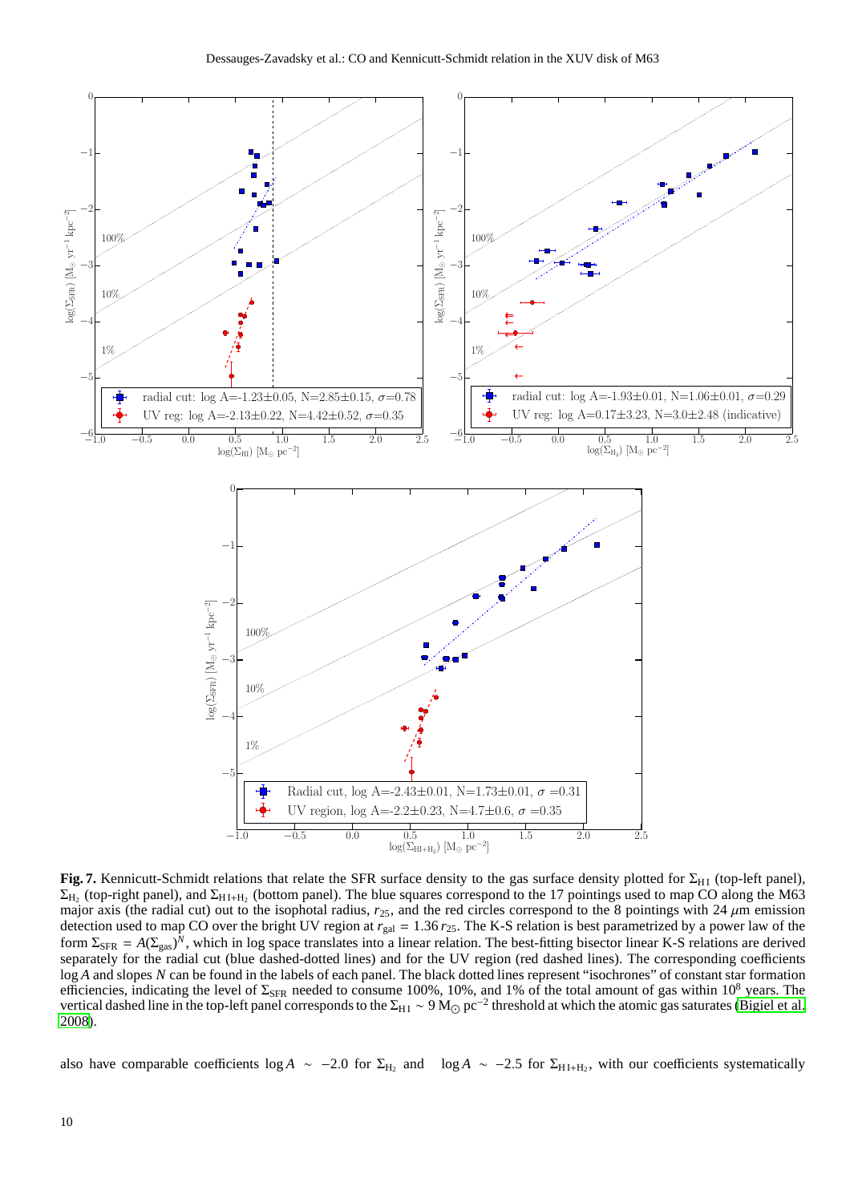0

−1

−2

−3

−4

−5

−6

$\log(\Sigma_{\rm SFR})$ [$M_\odot$ yr$^{-1}$ kpc$^{-2}$]

100%

10%

1%

radial cut: log A=-1.23±0.05, N=2.85±0.15, σ=0.78

UV reg: log A=-2.13±0.22, N=4.42±0.52, σ=0.35

−1.0 −0.5 0.0 0.5 1.0 1.5 2.0 2.5

$\log(\Sigma_{\rm HI})$ [$M_\odot$ pc$^{-2}$]

0

−1

−2

−3

−4

−5

−6

$\log(\Sigma_{\rm SFR})$ [$M_\odot$ yr$^{-1}$ kpc$^{-2}$]

100%

10%

1%

radial cut: log A=-1.93±0.01, N=1.06±0.01, σ=0.29

UV reg: log A=0.17±3.23, N=3.0±2.48 (indicative)

−1.0 −0.5 0.0 0.5 1.0 1.5 2.0 2.5

$\log(\Sigma_{\rm H_2})$ [$M_\odot$ pc$^{-2}$]

0

−1

−2

−3

−4

−5

$\log(\Sigma_{\rm SFR})$ [$M_\odot$ yr$^{-1}$ kpc$^{-2}$]

100%

10%

1%

Radial cut, log A=-2.43±0.01, N=1.73±0.01, σ =0.31

UV region, log A=-2.2±0.23, N=4.7±0.6, σ =0.35

−1.0 −0.5 0.0 0.5 1.0 1.5 2.0 2.5

$\log(\Sigma_{\rm HI+H_2})$ [$M_\odot$ pc$^{-2}$]

**Fig. 7.** Kennicutt-Schmidt relations that relate the SFR surface density to the gas surface density plotted for $\Sigma_{\rm HI}$ (top-left panel), $\Sigma_{\rm H_2}$ (top-right panel), and $\Sigma_{\rm HI+H_2}$ (bottom panel). The blue squares correspond to the 17 pointings used to map CO along the M63 major axis (the radial cut) out to the isophotal radius, $r_{25}$, and the red circles correspond to the 8 pointings with 24 $\mu$m emission detection used to map CO over the bright UV region at $r_{\rm gal} = 1.36\, r_{25}$. The K-S relation is best parametrized by a power law of the form $\Sigma_{\rm SFR} = A(\Sigma_{\rm gas})^N$, which in log space translates into a linear relation. The best-fitting bisector linear K-S relations are derived separately for the radial cut (blue dashed-dotted lines) and for the UV region (red dashed lines). The corresponding coefficients $\log A$ and slopes $N$ can be found in the labels of each panel. The black dotted lines represent "isochrones" of constant star formation efficiencies, indicating the level of $\Sigma_{\rm SFR}$ needed to consume 100%, 10%, and 1% of the total amount of gas within $10^8$ years. The vertical dashed line in the top-left panel corresponds to the $\Sigma_{\rm HI} \sim 9\, M_\odot$ pc$^{-2}$ threshold at which the atomic gas saturates (Bigiel et al. 2008).

also have comparable coefficients $\log A \sim -2.0$ for $\Sigma_{\rm H_2}$ and $\log A \sim -2.5$ for $\Sigma_{\rm HI+H_2}$, with our coefficients systematically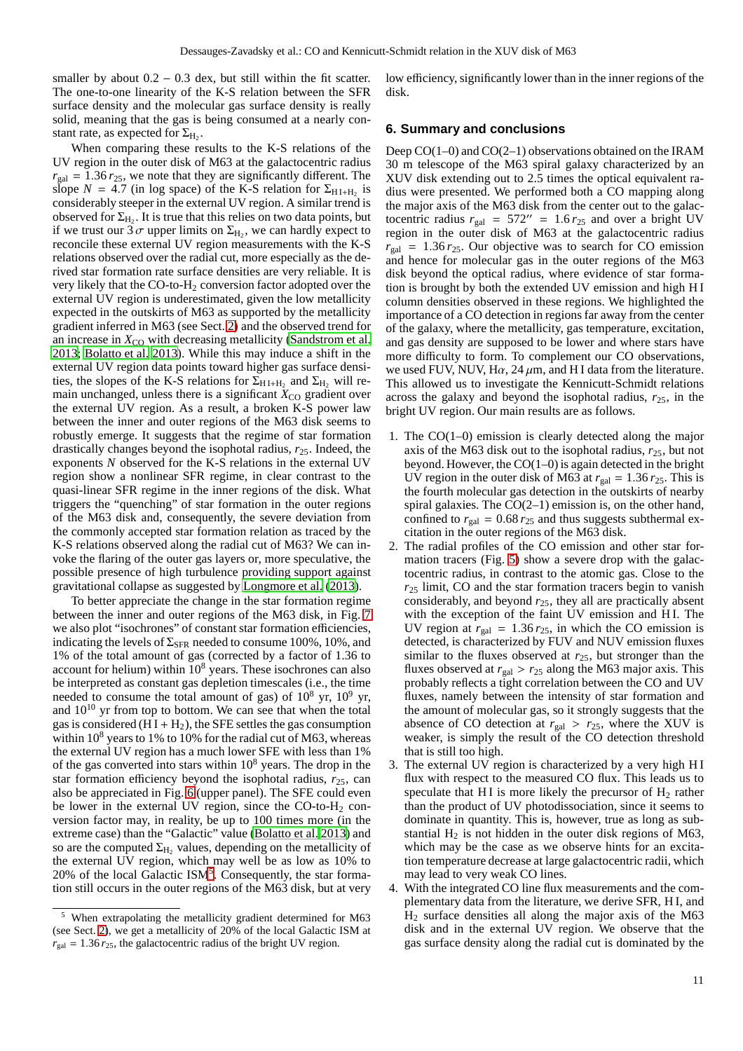smaller by about 0.2 – 0.3 dex, but still within the fit scatter. The one-to-one linearity of the K-S relation between the SFR surface density and the molecular gas surface density is really solid, meaning that the gas is being consumed at a nearly constant rate, as expected for $\Sigma_{H_2}$.

When comparing these results to the K-S relations of the UV region in the outer disk of M63 at the galactocentric radius $r_{gal} = 1.36\,r_{25}$, we note that they are significantly different. The slope $N = 4.7$ (in log space) of the K-S relation for $\Sigma_{HI+H_2}$ is considerably steeper in the external UV region. A similar trend is observed for $\Sigma_{H_2}$. It is true that this relies on two data points, but if we trust our $3\,\sigma$ upper limits on $\Sigma_{H_2}$, we can hardly expect to reconcile these external UV region measurements with the K-S relations observed over the radial cut, more especially as the derived star formation rate surface densities are very reliable. It is very likely that the CO-to-$H_2$ conversion factor adopted over the external UV region is underestimated, given the low metallicity expected in the outskirts of M63 as supported by the metallicity gradient inferred in M63 (see Sect. 2) and the observed trend for an increase in $X_{CO}$ with decreasing metallicity (Sandstrom et al. 2013; Bolatto et al. 2013). While this may induce a shift in the external UV region data points toward higher gas surface densities, the slopes of the K-S relations for $\Sigma_{HI+H_2}$ and $\Sigma_{H_2}$ will remain unchanged, unless there is a significant $X_{CO}$ gradient over the external UV region. As a result, a broken K-S power law between the inner and outer regions of the M63 disk seems to robustly emerge. It suggests that the regime of star formation drastically changes beyond the isophotal radius, $r_{25}$. Indeed, the exponents $N$ observed for the K-S relations in the external UV region show a nonlinear SFR regime, in clear contrast to the quasi-linear SFR regime in the inner regions of the disk. What triggers the "quenching" of star formation in the outer regions of the M63 disk and, consequently, the severe deviation from the commonly accepted star formation relation as traced by the K-S relations observed along the radial cut of M63? We can invoke the flaring of the outer gas layers or, more speculative, the possible presence of high turbulence providing support against gravitational collapse as suggested by Longmore et al. (2013).

To better appreciate the change in the star formation regime between the inner and outer regions of the M63 disk, in Fig. 7 we also plot "isochrones" of constant star formation efficiencies, indicating the levels of $\Sigma_{SFR}$ needed to consume 100%, 10%, and 1% of the total amount of gas (corrected by a factor of 1.36 to account for helium) within $10^8$ years. These isochrones can also be interpreted as constant gas depletion timescales (i.e., the time needed to consume the total amount of gas) of $10^8$ yr, $10^9$ yr, and $10^{10}$ yr from top to bottom. We can see that when the total gas is considered (H I + $H_2$), the SFE settles the gas consumption within $10^8$ years to 1% to 10% for the radial cut of M63, whereas the external UV region has a much lower SFE with less than 1% of the gas converted into stars within $10^8$ years. The drop in the star formation efficiency beyond the isophotal radius, $r_{25}$, can also be appreciated in Fig. 6 (upper panel). The SFE could even be lower in the external UV region, since the CO-to-$H_2$ conversion factor may, in reality, be up to 100 times more (in the extreme case) than the "Galactic" value (Bolatto et al. 2013) and so are the computed $\Sigma_{H_2}$ values, depending on the metallicity of the external UV region, which may well be as low as 10% to 20% of the local Galactic ISM[5]. Consequently, the star formation still occurs in the outer regions of the M63 disk, but at very low efficiency, significantly lower than in the inner regions of the disk.

[5] When extrapolating the metallicity gradient determined for M63 (see Sect. 2), we get a metallicity of 20% of the local Galactic ISM at $r_{gal} = 1.36\,r_{25}$, the galactocentric radius of the bright UV region.

## 6. Summary and conclusions

Deep CO(1–0) and CO(2–1) observations obtained on the IRAM 30 m telescope of the M63 spiral galaxy characterized by an XUV disk extending out to 2.5 times the optical equivalent radius were presented. We performed both a CO mapping along the major axis of the M63 disk from the center out to the galactocentric radius $r_{gal} = 572'' = 1.6\,r_{25}$ and over a bright UV region in the outer disk of M63 at the galactocentric radius $r_{gal} = 1.36\,r_{25}$. Our objective was to search for CO emission and hence for molecular gas in the outer regions of the M63 disk beyond the optical radius, where evidence of star formation is brought by both the extended UV emission and high H I column densities observed in these regions. We highlighted the importance of a CO detection in regions far away from the center of the galaxy, where the metallicity, gas temperature, excitation, and gas density are supposed to be lower and where stars have more difficulty to form. To complement our CO observations, we used FUV, NUV, Hα, 24 μm, and H I data from the literature. This allowed us to investigate the Kennicutt-Schmidt relations across the galaxy and beyond the isophotal radius, $r_{25}$, in the bright UV region. Our main results are as follows.

1. The CO(1–0) emission is clearly detected along the major axis of the M63 disk out to the isophotal radius, $r_{25}$, but not beyond. However, the CO(1–0) is again detected in the bright UV region in the outer disk of M63 at $r_{gal} = 1.36\,r_{25}$. This is the fourth molecular gas detection in the outskirts of nearby spiral galaxies. The CO(2–1) emission is, on the other hand, confined to $r_{gal} = 0.68\,r_{25}$ and thus suggests subthermal excitation in the outer regions of the M63 disk.
2. The radial profiles of the CO emission and other star formation tracers (Fig. 5) show a severe drop with the galactocentric radius, in contrast to the atomic gas. Close to the $r_{25}$ limit, CO and the star formation tracers begin to vanish considerably, and beyond $r_{25}$, they all are practically absent with the exception of the faint UV emission and H I. The UV region at $r_{gal} = 1.36\,r_{25}$, in which the CO emission is detected, is characterized by FUV and NUV emission fluxes similar to the fluxes observed at $r_{25}$, but stronger than the fluxes observed at $r_{gal} > r_{25}$ along the M63 major axis. This probably reflects a tight correlation between the CO and UV fluxes, namely between the intensity of star formation and the amount of molecular gas, so it strongly suggests that the absence of CO detection at $r_{gal} > r_{25}$, where the XUV is weaker, is simply the result of the CO detection threshold that is still too high.
3. The external UV region is characterized by a very high H I flux with respect to the measured CO flux. This leads us to speculate that H I is more likely the precursor of $H_2$ rather than the product of UV photodissociation, since it seems to dominate in quantity. This is, however, true as long as substantial $H_2$ is not hidden in the outer disk regions of M63, which may be the case as we observe hints for an excitation temperature decrease at large galactocentric radii, which may lead to very weak CO lines.
4. With the integrated CO line flux measurements and the complementary data from the literature, we derive SFR, H I, and $H_2$ surface densities all along the major axis of the M63 disk and in the external UV region. We observe that the gas surface density along the radial cut is dominated by the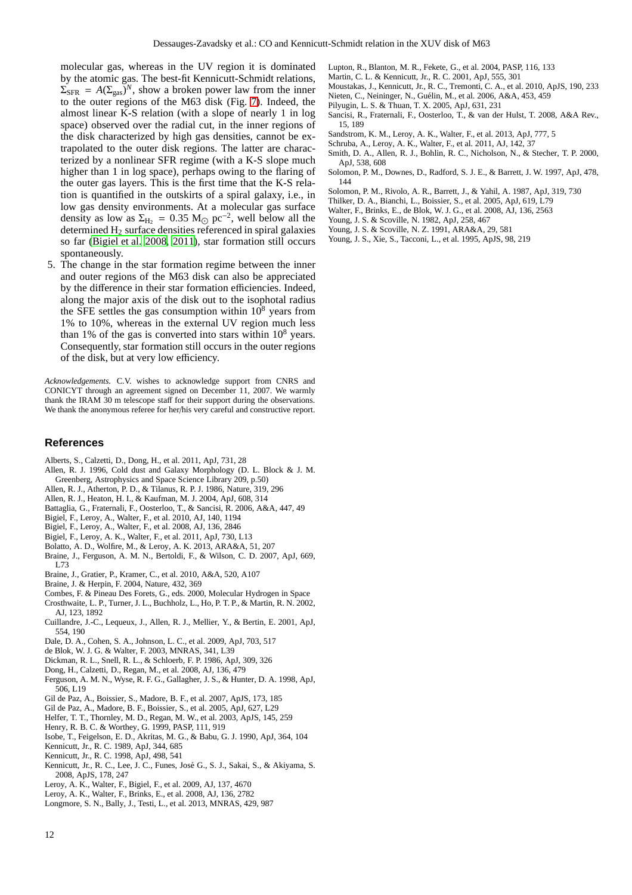molecular gas, whereas in the UV region it is dominated by the atomic gas. The best-fit Kennicutt-Schmidt relations, $\Sigma_{\rm SFR} = A(\Sigma_{\rm gas})^N$, show a broken power law from the inner to the outer regions of the M63 disk (Fig. 7). Indeed, the almost linear K-S relation (with a slope of nearly 1 in log space) observed over the radial cut, in the inner regions of the disk characterized by high gas densities, cannot be extrapolated to the outer disk regions. The latter are characterized by a nonlinear SFR regime (with a K-S slope much higher than 1 in log space), perhaps owing to the flaring of the outer gas layers. This is the first time that the K-S relation is quantified in the outskirts of a spiral galaxy, i.e., in low gas density environments. At a molecular gas surface density as low as $\Sigma_{\rm H_2} = 0.35\ {\rm M_\odot\ pc^{-2}}$, well below all the determined $H_2$ surface densities referenced in spiral galaxies so far (Bigiel et al. 2008, 2011), star formation still occurs spontaneously.

5. The change in the star formation regime between the inner and outer regions of the M63 disk can also be appreciated by the difference in their star formation efficiencies. Indeed, along the major axis of the disk out to the isophotal radius the SFE settles the gas consumption within $10^8$ years from 1% to 10%, whereas in the external UV region much less than 1% of the gas is converted into stars within $10^8$ years. Consequently, star formation still occurs in the outer regions of the disk, but at very low efficiency.

*Acknowledgements.* C.V. wishes to acknowledge support from CNRS and CONICYT through an agreement signed on December 11, 2007. We warmly thank the IRAM 30 m telescope staff for their support during the observations. We thank the anonymous referee for her/his very careful and constructive report.

## References

Alberts, S., Calzetti, D., Dong, H., et al. 2011, ApJ, 731, 28
Allen, R. J. 1996, Cold dust and Galaxy Morphology (D. L. Block & J. M. Greenberg, Astrophysics and Space Science Library 209, p.50)
Allen, R. J., Atherton, P. D., & Tilanus, R. P. J. 1986, Nature, 319, 296
Allen, R. J., Heaton, H. I., & Kaufman, M. J. 2004, ApJ, 608, 314
Battaglia, G., Fraternali, F., Oosterloo, T., & Sancisi, R. 2006, A&A, 447, 49
Bigiel, F., Leroy, A., Walter, F., et al. 2010, AJ, 140, 1194
Bigiel, F., Leroy, A., Walter, F., et al. 2008, AJ, 136, 2846
Bigiel, F., Leroy, A. K., Walter, F., et al. 2011, ApJ, 730, L13
Bolatto, A. D., Wolfire, M., & Leroy, A. K. 2013, ARA&A, 51, 207
Braine, J., Ferguson, A. M. N., Bertoldi, F., & Wilson, C. D. 2007, ApJ, 669, L73
Braine, J., Gratier, P., Kramer, C., et al. 2010, A&A, 520, A107
Braine, J. & Herpin, F. 2004, Nature, 432, 369
Combes, F. & Pineau Des Forets, G., eds. 2000, Molecular Hydrogen in Space
Crosthwaite, L. P., Turner, J. L., Buchholz, L., Ho, P. T. P., & Martin, R. N. 2002, AJ, 123, 1892
Cuillandre, J.-C., Lequeux, J., Allen, R. J., Mellier, Y., & Bertin, E. 2001, ApJ, 554, 190
Dale, D. A., Cohen, S. A., Johnson, L. C., et al. 2009, ApJ, 703, 517
de Blok, W. J. G. & Walter, F. 2003, MNRAS, 341, L39
Dickman, R. L., Snell, R. L., & Schloerb, F. P. 1986, ApJ, 309, 326
Dong, H., Calzetti, D., Regan, M., et al. 2008, AJ, 136, 479
Ferguson, A. M. N., Wyse, R. F. G., Gallagher, J. S., & Hunter, D. A. 1998, ApJ, 506, L19
Gil de Paz, A., Boissier, S., Madore, B. F., et al. 2007, ApJS, 173, 185
Gil de Paz, A., Madore, B. F., Boissier, S., et al. 2005, ApJ, 627, L29
Helfer, T. T., Thornley, M. D., Regan, M. W., et al. 2003, ApJS, 145, 259
Henry, R. B. C. & Worthey, G. 1999, PASP, 111, 919
Isobe, T., Feigelson, E. D., Akritas, M. G., & Babu, G. J. 1990, ApJ, 364, 104
Kennicutt, Jr., R. C. 1989, ApJ, 344, 685
Kennicutt, Jr., R. C. 1998, ApJ, 498, 541
Kennicutt, Jr., R. C., Lee, J. C., Funes, José G., S. J., Sakai, S., & Akiyama, S. 2008, ApJS, 178, 247
Leroy, A. K., Walter, F., Bigiel, F., et al. 2009, AJ, 137, 4670
Leroy, A. K., Walter, F., Brinks, E., et al. 2008, AJ, 136, 2782
Longmore, S. N., Bally, J., Testi, L., et al. 2013, MNRAS, 429, 987
Lupton, R., Blanton, M. R., Fekete, G., et al. 2004, PASP, 116, 133
Martin, C. L. & Kennicutt, Jr., R. C. 2001, ApJ, 555, 301
Moustakas, J., Kennicutt, Jr., R. C., Tremonti, C. A., et al. 2010, ApJS, 190, 233
Nieten, C., Neininger, N., Guélin, M., et al. 2006, A&A, 453, 459
Pilyugin, L. S. & Thuan, T. X. 2005, ApJ, 631, 231
Sancisi, R., Fraternali, F., Oosterloo, T., & van der Hulst, T. 2008, A&A Rev., 15, 189
Sandstrom, K. M., Leroy, A. K., Walter, F., et al. 2013, ApJ, 777, 5
Schruba, A., Leroy, A. K., Walter, F., et al. 2011, AJ, 142, 37
Smith, D. A., Allen, R. J., Bohlin, R. C., Nicholson, N., & Stecher, T. P. 2000, ApJ, 538, 608
Solomon, P. M., Downes, D., Radford, S. J. E., & Barrett, J. W. 1997, ApJ, 478, 144
Solomon, P. M., Rivolo, A. R., Barrett, J., & Yahil, A. 1987, ApJ, 319, 730
Thilker, D. A., Bianchi, L., Boissier, S., et al. 2005, ApJ, 619, L79
Walter, F., Brinks, E., de Blok, W. J. G., et al. 2008, AJ, 136, 2563
Young, J. S. & Scoville, N. 1982, ApJ, 258, 467
Young, J. S. & Scoville, N. Z. 1991, ARA&A, 29, 581
Young, J. S., Xie, S., Tacconi, L., et al. 1995, ApJS, 98, 219